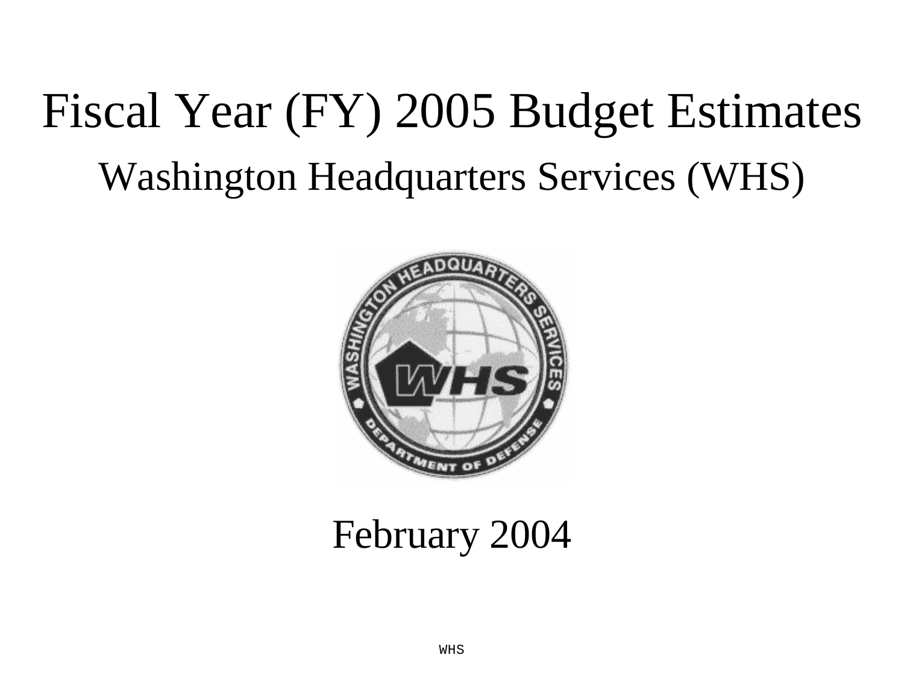# Fiscal Year (FY) 2005 Budget Estimates

## Washington Headquarters Services (WHS)

February 2004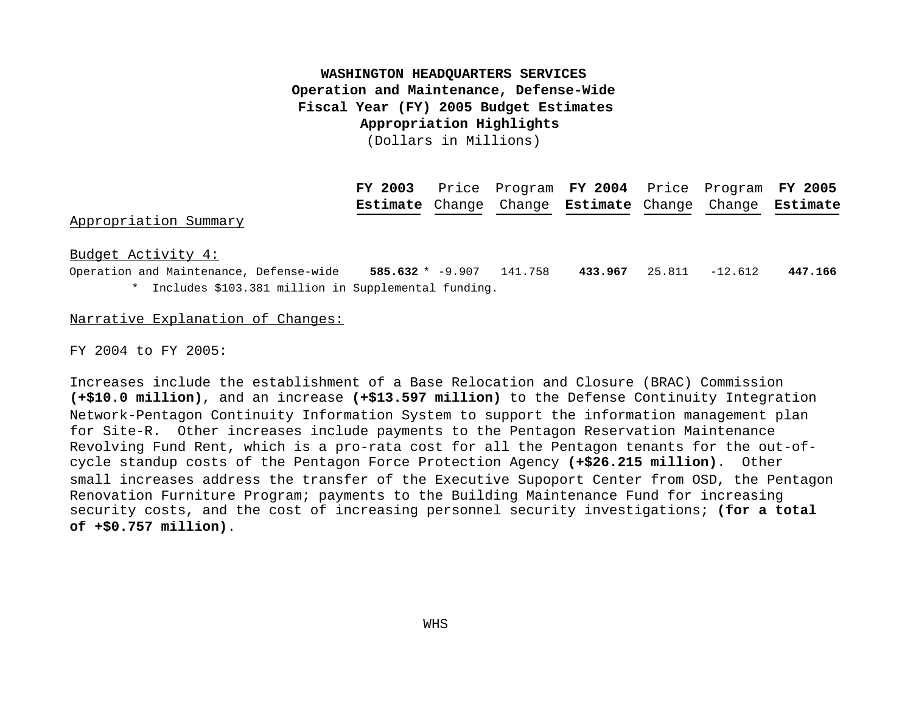**WASHINGTON HEADQUARTERS SERVICES**
**Operation and Maintenance, Defense-Wide**
**Fiscal Year (FY) 2005 Budget Estimates**
**Appropriation Highlights**
(Dollars in Millions)

| | FY 2003 Estimate | Price Change | Program Change | FY 2004 Estimate | Price Change | Program Change | FY 2005 Estimate |
|---|---|---|---|---|---|---|---|
| Appropriation Summary | | | | | | | |
| Budget Activity 4: | | | | | | | |
| Operation and Maintenance, Defense-wide | **585.632** * | -9.907 | 141.758 | **433.967** | 25.811 | -12.612 | **447.166** |

\* Includes $103.381 million in Supplemental funding.

Narrative Explanation of Changes:

FY 2004 to FY 2005:

Increases include the establishment of a Base Relocation and Closure (BRAC) Commission **(+$10.0 million)**, and an increase **(+$13.597 million)** to the Defense Continuity Integration Network-Pentagon Continuity Information System to support the information management plan for Site-R. Other increases include payments to the Pentagon Reservation Maintenance Revolving Fund Rent, which is a pro-rata cost for all the Pentagon tenants for the out-of-cycle standup costs of the Pentagon Force Protection Agency **(+$26.215 million)**. Other small increases address the transfer of the Executive Supoport Center from OSD, the Pentagon Renovation Furniture Program; payments to the Building Maintenance Fund for increasing security costs, and the cost of increasing personnel security investigations; **(for a total of +$0.757 million)**.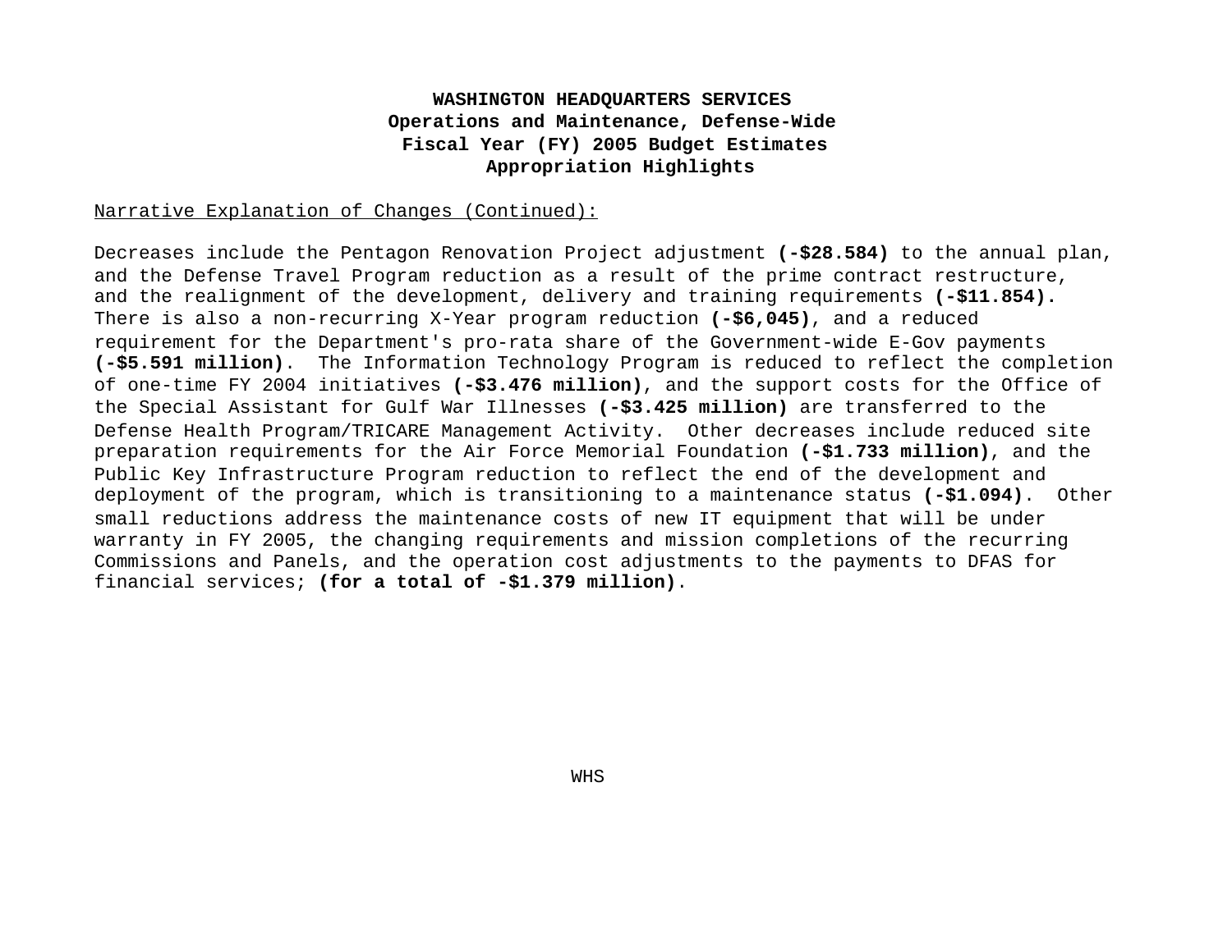**WASHINGTON HEADQUARTERS SERVICES**
**Operations and Maintenance, Defense-Wide**
**Fiscal Year (FY) 2005 Budget Estimates**
**Appropriation Highlights**

Narrative Explanation of Changes (Continued):

Decreases include the Pentagon Renovation Project adjustment **(-$28.584)** to the annual plan, and the Defense Travel Program reduction as a result of the prime contract restructure, and the realignment of the development, delivery and training requirements **(-$11.854).** There is also a non-recurring X-Year program reduction **(-$6,045)**, and a reduced requirement for the Department's pro-rata share of the Government-wide E-Gov payments **(-$5.591 million)**. The Information Technology Program is reduced to reflect the completion of one-time FY 2004 initiatives **(-$3.476 million)**, and the support costs for the Office of the Special Assistant for Gulf War Illnesses **(-$3.425 million)** are transferred to the Defense Health Program/TRICARE Management Activity. Other decreases include reduced site preparation requirements for the Air Force Memorial Foundation **(-$1.733 million)**, and the Public Key Infrastructure Program reduction to reflect the end of the development and deployment of the program, which is transitioning to a maintenance status **(-$1.094)**. Other small reductions address the maintenance costs of new IT equipment that will be under warranty in FY 2005, the changing requirements and mission completions of the recurring Commissions and Panels, and the operation cost adjustments to the payments to DFAS for financial services; **(for a total of -$1.379 million)**.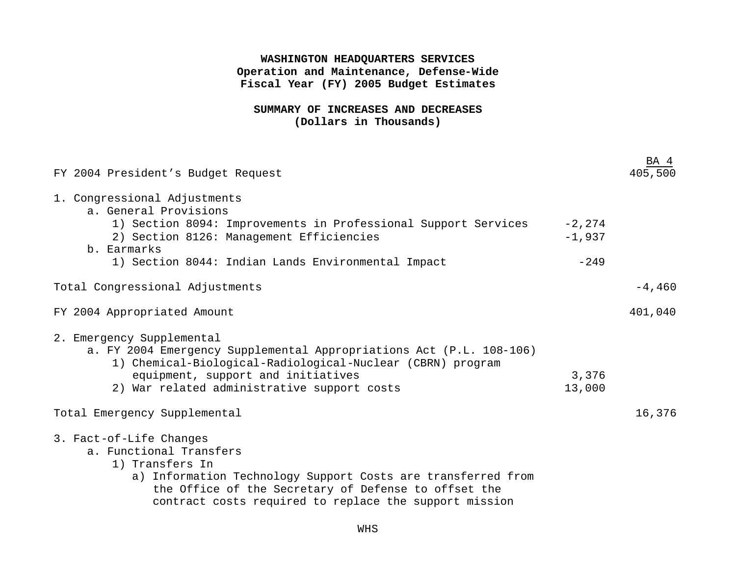**WASHINGTON HEADQUARTERS SERVICES**
**Operation and Maintenance, Defense-Wide**
**Fiscal Year (FY) 2005 Budget Estimates**

**SUMMARY OF INCREASES AND DECREASES**
**(Dollars in Thousands)**

| | | BA 4 |
|---|---|---|
| FY 2004 President's Budget Request | | 405,500 |
| | | |
| 1. Congressional Adjustments | | |
| a. General Provisions | | |
| 1) Section 8094: Improvements in Professional Support Services | -2,274 | |
| 2) Section 8126: Management Efficiencies | -1,937 | |
| b. Earmarks | | |
| 1) Section 8044: Indian Lands Environmental Impact | -249 | |
| | | |
| Total Congressional Adjustments | | -4,460 |
| | | |
| FY 2004 Appropriated Amount | | 401,040 |
| | | |
| 2. Emergency Supplemental | | |
| a. FY 2004 Emergency Supplemental Appropriations Act (P.L. 108-106) | | |
| 1) Chemical-Biological-Radiological-Nuclear (CBRN) program equipment, support and initiatives | 3,376 | |
| 2) War related administrative support costs | 13,000 | |
| | | |
| Total Emergency Supplemental | | 16,376 |
| | | |
| 3. Fact-of-Life Changes | | |
| a. Functional Transfers | | |
| 1) Transfers In | | |
| a) Information Technology Support Costs are transferred from the Office of the Secretary of Defense to offset the contract costs required to replace the support mission | | |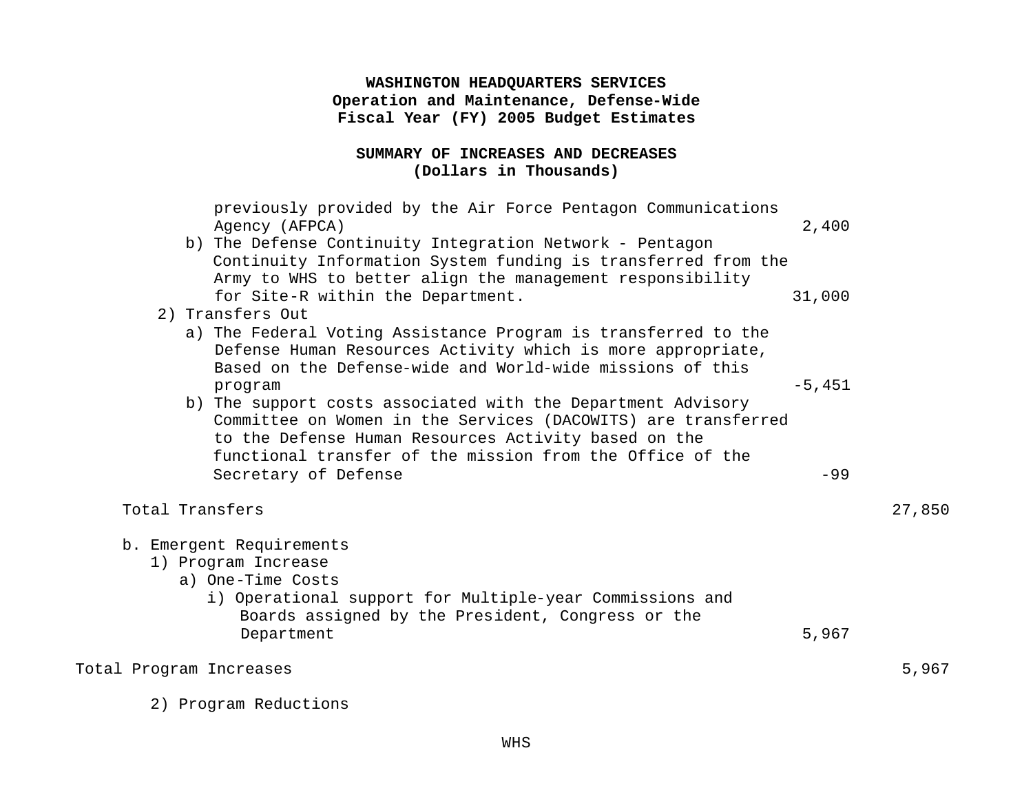**WASHINGTON HEADQUARTERS SERVICES**
**Operation and Maintenance, Defense-Wide**
**Fiscal Year (FY) 2005 Budget Estimates**

**SUMMARY OF INCREASES AND DECREASES**
**(Dollars in Thousands)**

| | | |
|---|---|---|
| previously provided by the Air Force Pentagon Communications Agency (AFPCA) | 2,400 | |
| b) The Defense Continuity Integration Network - Pentagon Continuity Information System funding is transferred from the Army to WHS to better align the management responsibility for Site-R within the Department. | 31,000 | |
| 2) Transfers Out | | |
| a) The Federal Voting Assistance Program is transferred to the Defense Human Resources Activity which is more appropriate, Based on the Defense-wide and World-wide missions of this program | -5,451 | |
| b) The support costs associated with the Department Advisory Committee on Women in the Services (DACOWITS) are transferred to the Defense Human Resources Activity based on the functional transfer of the mission from the Office of the Secretary of Defense | -99 | |
| Total Transfers | | 27,850 |
| b. Emergent Requirements | | |
| 1) Program Increase | | |
| a) One-Time Costs | | |
| i) Operational support for Multiple-year Commissions and Boards assigned by the President, Congress or the Department | 5,967 | |
| Total Program Increases | | 5,967 |
| 2) Program Reductions | | |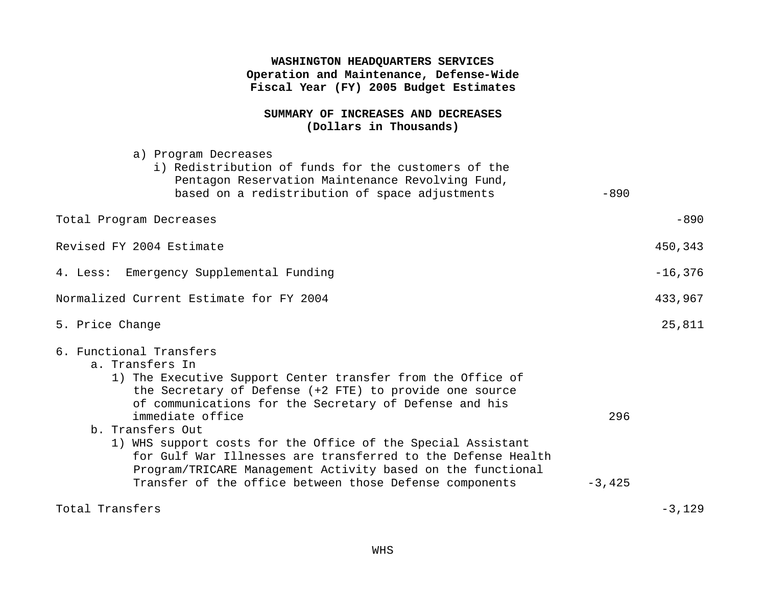**WASHINGTON HEADQUARTERS SERVICES**
**Operation and Maintenance, Defense-Wide**
**Fiscal Year (FY) 2005 Budget Estimates**

**SUMMARY OF INCREASES AND DECREASES**
**(Dollars in Thousands)**

| | | |
|---|---|---|
| a) Program Decreases | | |
| i) Redistribution of funds for the customers of the Pentagon Reservation Maintenance Revolving Fund, based on a redistribution of space adjustments | -890 | |
| Total Program Decreases | | -890 |
| Revised FY 2004 Estimate | | 450,343 |
| 4. Less: Emergency Supplemental Funding | | -16,376 |
| Normalized Current Estimate for FY 2004 | | 433,967 |
| 5. Price Change | | 25,811 |
| 6. Functional Transfers | | |
| a. Transfers In | | |
| 1) The Executive Support Center transfer from the Office of the Secretary of Defense (+2 FTE) to provide one source of communications for the Secretary of Defense and his immediate office | 296 | |
| b. Transfers Out | | |
| 1) WHS support costs for the Office of the Special Assistant for Gulf War Illnesses are transferred to the Defense Health Program/TRICARE Management Activity based on the functional Transfer of the office between those Defense components | -3,425 | |
| Total Transfers | | -3,129 |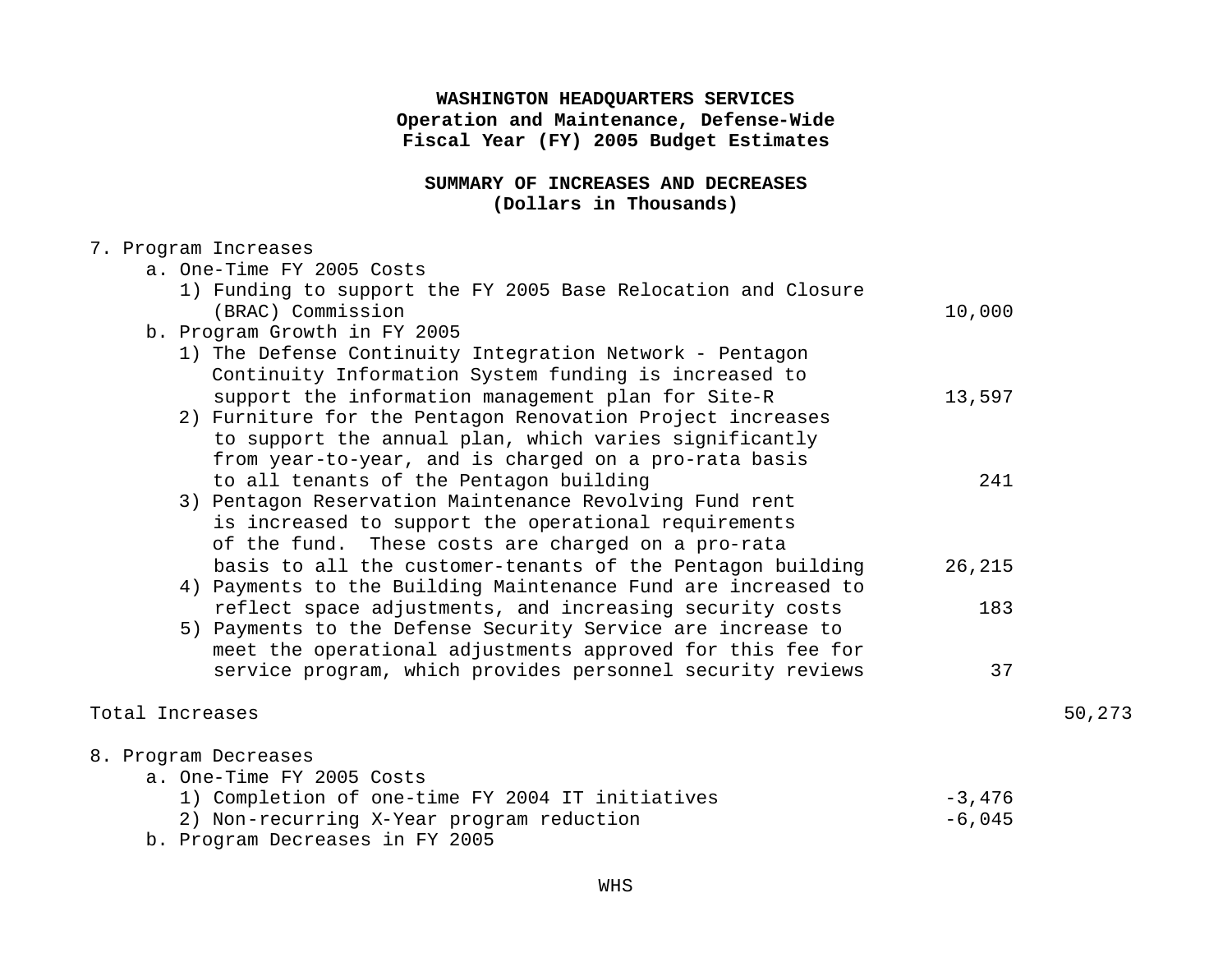**WASHINGTON HEADQUARTERS SERVICES**
**Operation and Maintenance, Defense-Wide**
**Fiscal Year (FY) 2005 Budget Estimates**

**SUMMARY OF INCREASES AND DECREASES**
**(Dollars in Thousands)**

| | | |
|---|---|---|
| 7. Program Increases | | |
| a. One-Time FY 2005 Costs | | |
| 1) Funding to support the FY 2005 Base Relocation and Closure (BRAC) Commission | 10,000 | |
| b. Program Growth in FY 2005 | | |
| 1) The Defense Continuity Integration Network - Pentagon Continuity Information System funding is increased to support the information management plan for Site-R | 13,597 | |
| 2) Furniture for the Pentagon Renovation Project increases to support the annual plan, which varies significantly from year-to-year, and is charged on a pro-rata basis to all tenants of the Pentagon building | 241 | |
| 3) Pentagon Reservation Maintenance Revolving Fund rent is increased to support the operational requirements of the fund. These costs are charged on a pro-rata basis to all the customer-tenants of the Pentagon building | 26,215 | |
| 4) Payments to the Building Maintenance Fund are increased to reflect space adjustments, and increasing security costs | 183 | |
| 5) Payments to the Defense Security Service are increase to meet the operational adjustments approved for this fee for service program, which provides personnel security reviews | 37 | |
| Total Increases | | 50,273 |
| 8. Program Decreases | | |
| a. One-Time FY 2005 Costs | | |
| 1) Completion of one-time FY 2004 IT initiatives | -3,476 | |
| 2) Non-recurring X-Year program reduction | -6,045 | |
| b. Program Decreases in FY 2005 | | |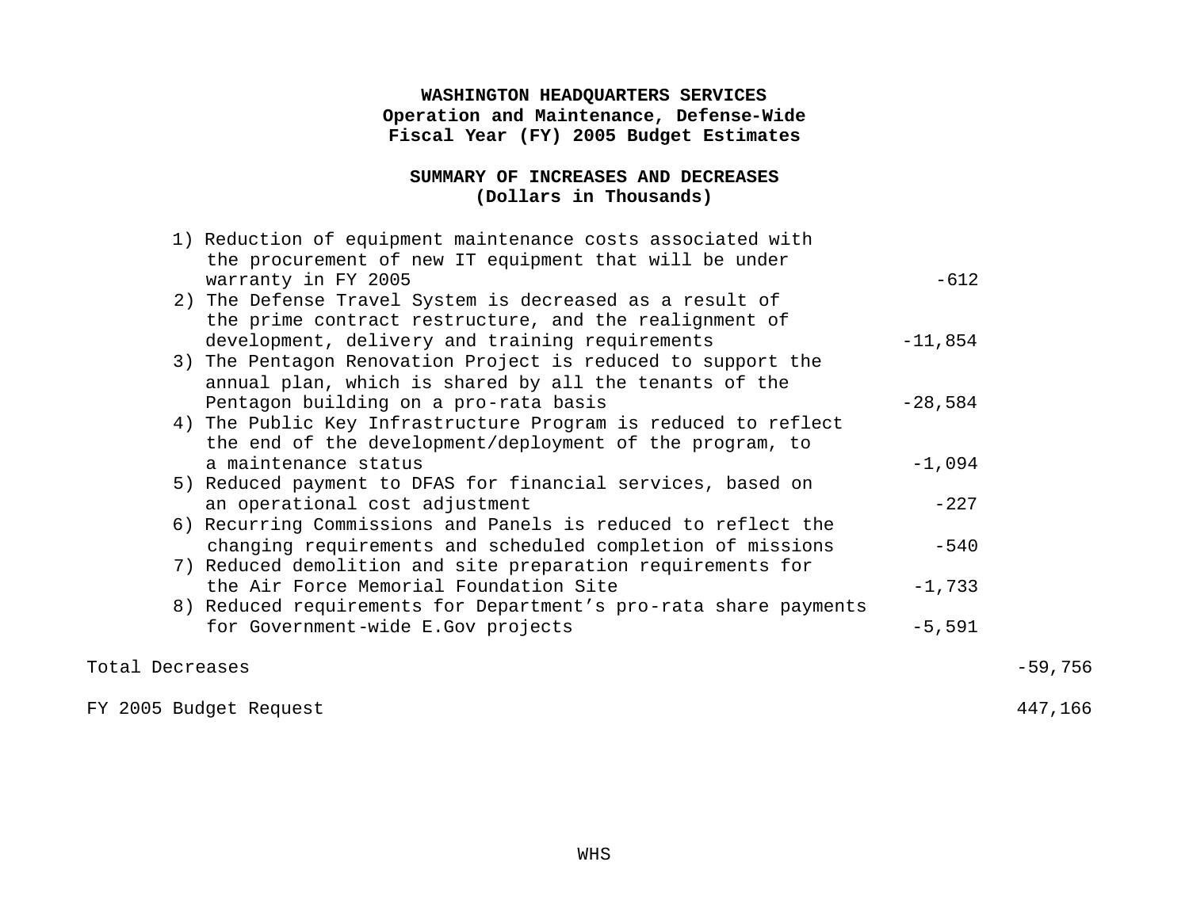**WASHINGTON HEADQUARTERS SERVICES**
**Operation and Maintenance, Defense-Wide**
**Fiscal Year (FY) 2005 Budget Estimates**

**SUMMARY OF INCREASES AND DECREASES**
**(Dollars in Thousands)**

| | | |
|---|---|---|
| 1) Reduction of equipment maintenance costs associated with the procurement of new IT equipment that will be under warranty in FY 2005 | -612 | |
| 2) The Defense Travel System is decreased as a result of the prime contract restructure, and the realignment of development, delivery and training requirements | -11,854 | |
| 3) The Pentagon Renovation Project is reduced to support the annual plan, which is shared by all the tenants of the Pentagon building on a pro-rata basis | -28,584 | |
| 4) The Public Key Infrastructure Program is reduced to reflect the end of the development/deployment of the program, to a maintenance status | -1,094 | |
| 5) Reduced payment to DFAS for financial services, based on an operational cost adjustment | -227 | |
| 6) Recurring Commissions and Panels is reduced to reflect the changing requirements and scheduled completion of missions | -540 | |
| 7) Reduced demolition and site preparation requirements for the Air Force Memorial Foundation Site | -1,733 | |
| 8) Reduced requirements for Department's pro-rata share payments for Government-wide E.Gov projects | -5,591 | |
| Total Decreases | | -59,756 |
| FY 2005 Budget Request | | 447,166 |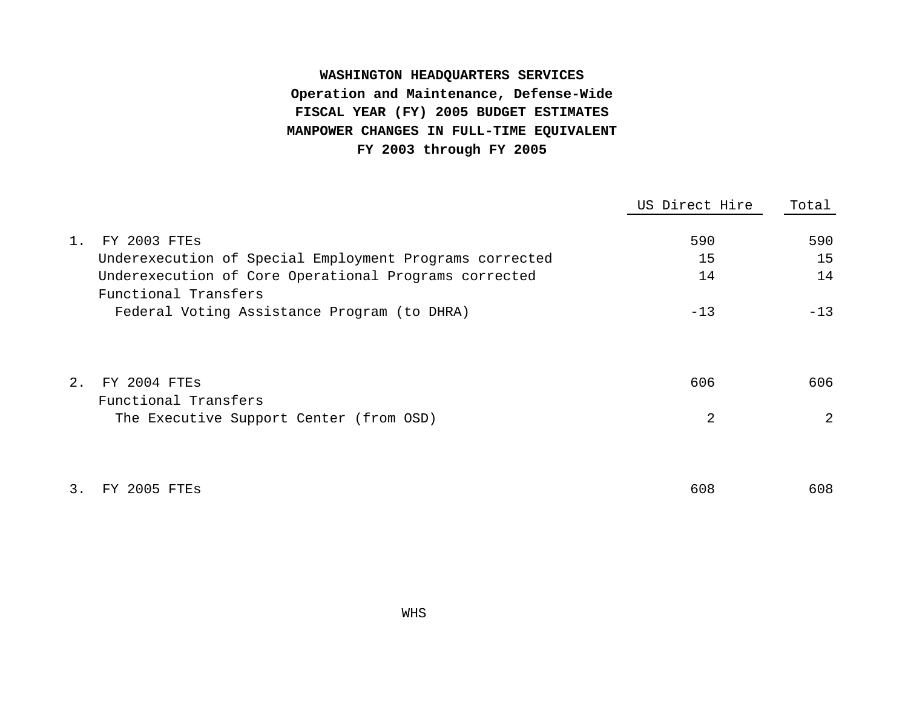**WASHINGTON HEADQUARTERS SERVICES**
**Operation and Maintenance, Defense-Wide**
**FISCAL YEAR (FY) 2005 BUDGET ESTIMATES**
**MANPOWER CHANGES IN FULL-TIME EQUIVALENT**
**FY 2003 through FY 2005**

| | US Direct Hire | Total |
|---|---|---|
| 1. FY 2003 FTEs | 590 | 590 |
| Underexecution of Special Employment Programs corrected | 15 | 15 |
| Underexecution of Core Operational Programs corrected | 14 | 14 |
| Functional Transfers | | |
| Federal Voting Assistance Program (to DHRA) | -13 | -13 |
| 2. FY 2004 FTEs | 606 | 606 |
| Functional Transfers | | |
| The Executive Support Center (from OSD) | 2 | 2 |
| 3. FY 2005 FTEs | 608 | 608 |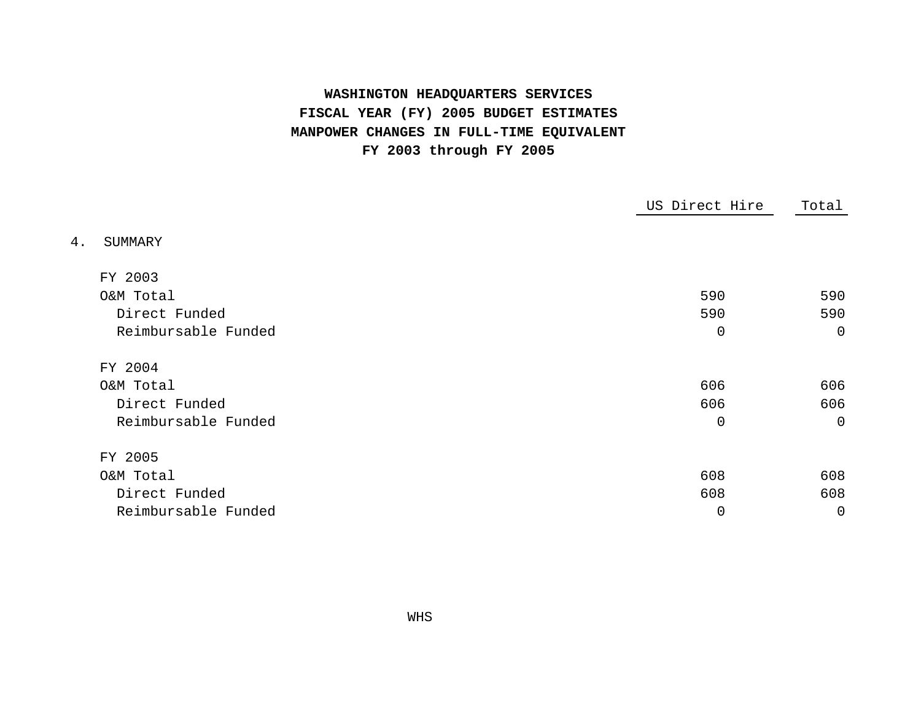**WASHINGTON HEADQUARTERS SERVICES**
**FISCAL YEAR (FY) 2005 BUDGET ESTIMATES**
**MANPOWER CHANGES IN FULL-TIME EQUIVALENT**
**FY 2003 through FY 2005**

|  | US Direct Hire | Total |
|---|---|---|
| 4. SUMMARY | | |
| FY 2003 | | |
| O&M Total | 590 | 590 |
| Direct Funded | 590 | 590 |
| Reimbursable Funded | 0 | 0 |
| FY 2004 | | |
| O&M Total | 606 | 606 |
| Direct Funded | 606 | 606 |
| Reimbursable Funded | 0 | 0 |
| FY 2005 | | |
| O&M Total | 608 | 608 |
| Direct Funded | 608 | 608 |
| Reimbursable Funded | 0 | 0 |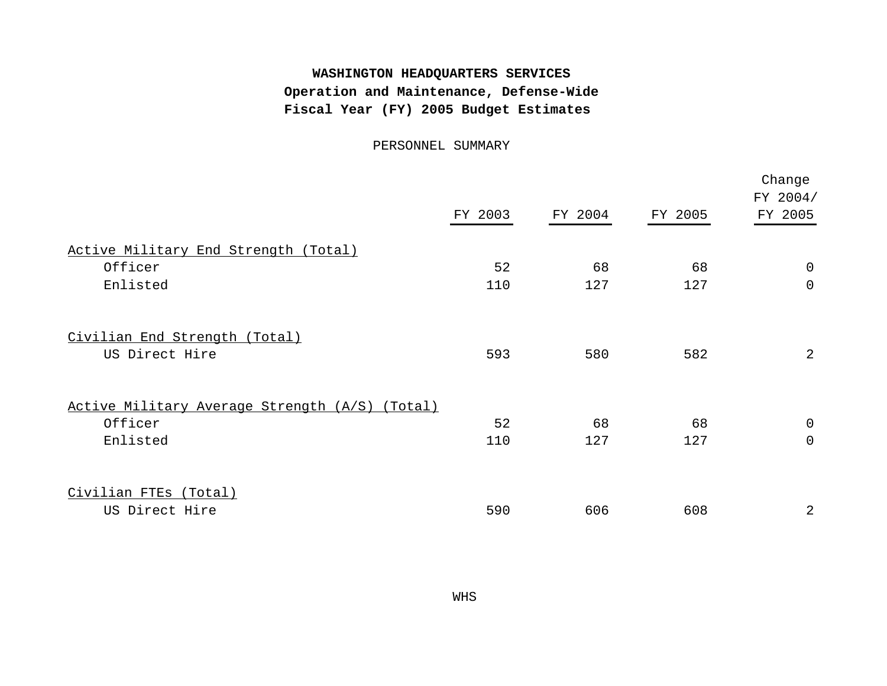**WASHINGTON HEADQUARTERS SERVICES**
**Operation and Maintenance, Defense-Wide**
**Fiscal Year (FY) 2005 Budget Estimates**

PERSONNEL SUMMARY

| | FY 2003 | FY 2004 | FY 2005 | Change FY 2004/ FY 2005 |
|---|---|---|---|---|
| Active Military End Strength (Total) | | | | |
| Officer | 52 | 68 | 68 | 0 |
| Enlisted | 110 | 127 | 127 | 0 |
| Civilian End Strength (Total) | | | | |
| US Direct Hire | 593 | 580 | 582 | 2 |
| Active Military Average Strength (A/S) (Total) | | | | |
| Officer | 52 | 68 | 68 | 0 |
| Enlisted | 110 | 127 | 127 | 0 |
| Civilian FTEs (Total) | | | | |
| US Direct Hire | 590 | 606 | 608 | 2 |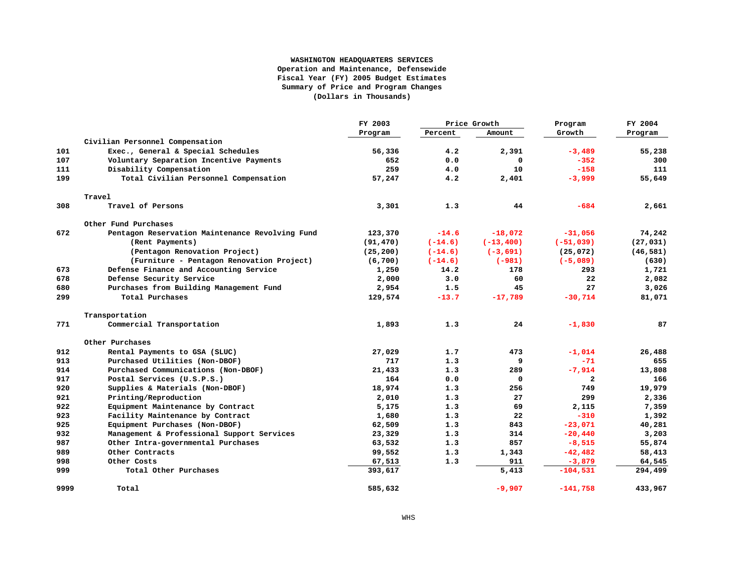**WASHINGTON HEADQUARTERS SERVICES**
**Operation and Maintenance, Defensewide**
**Fiscal Year (FY) 2005 Budget Estimates**
**Summary of Price and Program Changes**
**(Dollars in Thousands)**

| | | FY 2003 | Price Growth | | Program | FY 2004 |
|---|---|---|---|---|---|---|
| | | Program | Percent | Amount | Growth | Program |
| | **Civilian Personnel Compensation** | | | | | |
| 101 | Exec., General & Special Schedules | 56,336 | 4.2 | 2,391 | -3,489 | 55,238 |
| 107 | Voluntary Separation Incentive Payments | 652 | 0.0 | 0 | -352 | 300 |
| 111 | Disability Compensation | 259 | 4.0 | 10 | -158 | 111 |
| 199 | Total Civilian Personnel Compensation | 57,247 | 4.2 | 2,401 | -3,999 | 55,649 |
| | **Travel** | | | | | |
| 308 | Travel of Persons | 3,301 | 1.3 | 44 | -684 | 2,661 |
| | **Other Fund Purchases** | | | | | |
| 672 | Pentagon Reservation Maintenance Revolving Fund | 123,370 | -14.6 | -18,072 | -31,056 | 74,242 |
| | (Rent Payments) | (91,470) | (-14.6) | (-13,400) | (-51,039) | (27,031) |
| | (Pentagon Renovation Project) | (25,200) | (-14.6) | (-3,691) | (25,072) | (46,581) |
| | (Furniture - Pentagon Renovation Project) | (6,700) | (-14.6) | (-981) | (-5,089) | (630) |
| 673 | Defense Finance and Accounting Service | 1,250 | 14.2 | 178 | 293 | 1,721 |
| 678 | Defense Security Service | 2,000 | 3.0 | 60 | 22 | 2,082 |
| 680 | Purchases from Building Management Fund | 2,954 | 1.5 | 45 | 27 | 3,026 |
| 299 | Total Purchases | 129,574 | -13.7 | -17,789 | -30,714 | 81,071 |
| | **Transportation** | | | | | |
| 771 | Commercial Transportation | 1,893 | 1.3 | 24 | -1,830 | 87 |
| | **Other Purchases** | | | | | |
| 912 | Rental Payments to GSA (SLUC) | 27,029 | 1.7 | 473 | -1,014 | 26,488 |
| 913 | Purchased Utilities (Non-DBOF) | 717 | 1.3 | 9 | -71 | 655 |
| 914 | Purchased Communications (Non-DBOF) | 21,433 | 1.3 | 289 | -7,914 | 13,808 |
| 917 | Postal Services (U.S.P.S.) | 164 | 0.0 | 0 | 2 | 166 |
| 920 | Supplies & Materials (Non-DBOF) | 18,974 | 1.3 | 256 | 749 | 19,979 |
| 921 | Printing/Reproduction | 2,010 | 1.3 | 27 | 299 | 2,336 |
| 922 | Equipment Maintenance by Contract | 5,175 | 1.3 | 69 | 2,115 | 7,359 |
| 923 | Facility Maintenance by Contract | 1,680 | 1.3 | 22 | -310 | 1,392 |
| 925 | Equipment Purchases (Non-DBOF) | 62,509 | 1.3 | 843 | -23,071 | 40,281 |
| 932 | Management & Professional Support Services | 23,329 | 1.3 | 314 | -20,440 | 3,203 |
| 987 | Other Intra-governmental Purchases | 63,532 | 1.3 | 857 | -8,515 | 55,874 |
| 989 | Other Contracts | 99,552 | 1.3 | 1,343 | -42,482 | 58,413 |
| 998 | Other Costs | 67,513 | 1.3 | 911 | -3,879 | 64,545 |
| 999 | Total Other Purchases | 393,617 | | 5,413 | -104,531 | 294,499 |
| 9999 | Total | 585,632 | | -9,907 | -141,758 | 433,967 |

WHS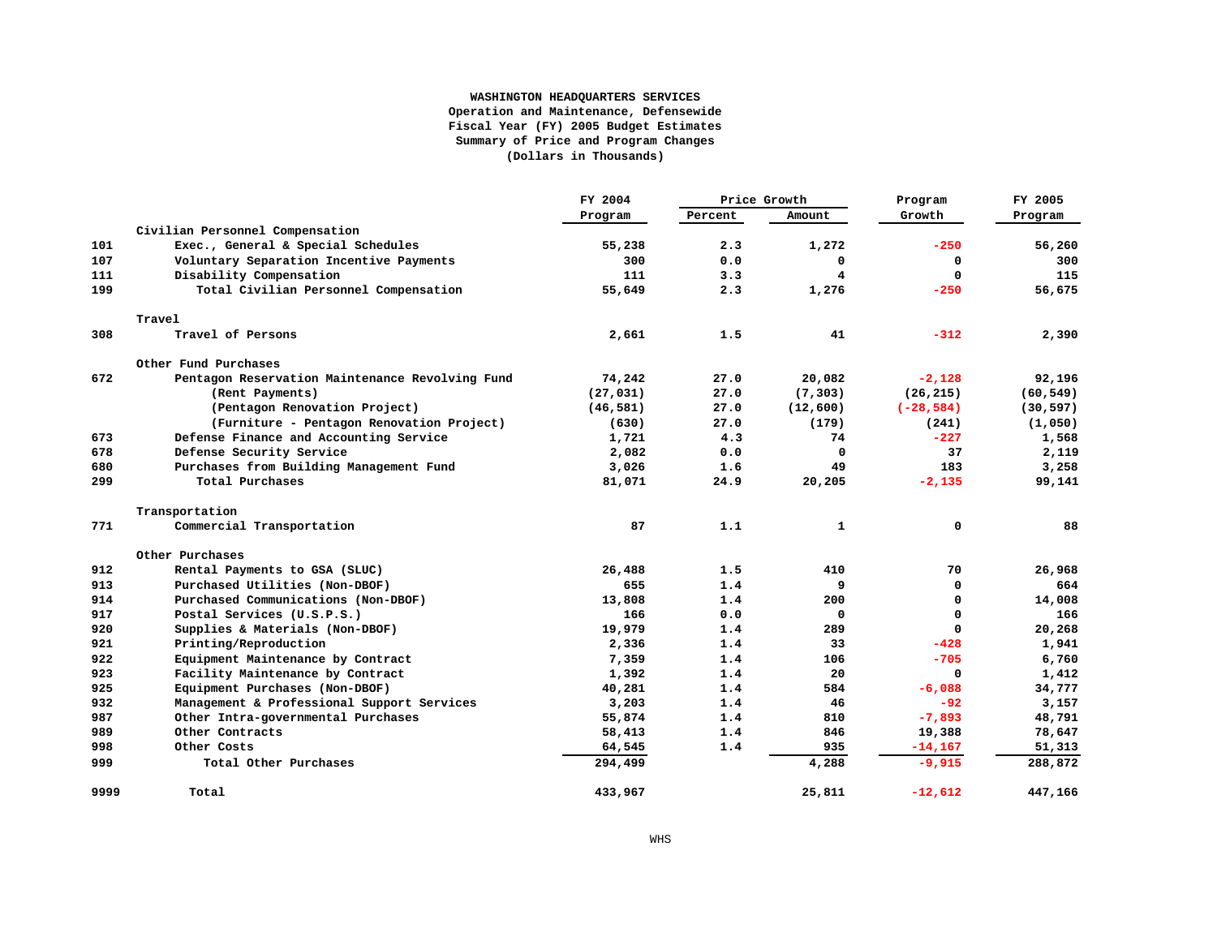**WASHINGTON HEADQUARTERS SERVICES**
**Operation and Maintenance, Defensewide**
**Fiscal Year (FY) 2005 Budget Estimates**
**Summary of Price and Program Changes**
**(Dollars in Thousands)**

| | | FY 2004 Program | Price Growth Percent | Price Growth Amount | Program Growth | FY 2005 Program |
|---|---|---|---|---|---|---|
| | **Civilian Personnel Compensation** | | | | | |
| 101 | Exec., General & Special Schedules | 55,238 | 2.3 | 1,272 | -250 | 56,260 |
| 107 | Voluntary Separation Incentive Payments | 300 | 0.0 | 0 | 0 | 300 |
| 111 | Disability Compensation | 111 | 3.3 | 4 | 0 | 115 |
| 199 | Total Civilian Personnel Compensation | 55,649 | 2.3 | 1,276 | -250 | 56,675 |
| | **Travel** | | | | | |
| 308 | Travel of Persons | 2,661 | 1.5 | 41 | -312 | 2,390 |
| | **Other Fund Purchases** | | | | | |
| 672 | Pentagon Reservation Maintenance Revolving Fund | 74,242 | 27.0 | 20,082 | -2,128 | 92,196 |
| | (Rent Payments) | (27,031) | 27.0 | (7,303) | (26,215) | (60,549) |
| | (Pentagon Renovation Project) | (46,581) | 27.0 | (12,600) | (-28,584) | (30,597) |
| | (Furniture - Pentagon Renovation Project) | (630) | 27.0 | (179) | (241) | (1,050) |
| 673 | Defense Finance and Accounting Service | 1,721 | 4.3 | 74 | -227 | 1,568 |
| 678 | Defense Security Service | 2,082 | 0.0 | 0 | 37 | 2,119 |
| 680 | Purchases from Building Management Fund | 3,026 | 1.6 | 49 | 183 | 3,258 |
| 299 | Total Purchases | 81,071 | 24.9 | 20,205 | -2,135 | 99,141 |
| | **Transportation** | | | | | |
| 771 | Commercial Transportation | 87 | 1.1 | 1 | 0 | 88 |
| | **Other Purchases** | | | | | |
| 912 | Rental Payments to GSA (SLUC) | 26,488 | 1.5 | 410 | 70 | 26,968 |
| 913 | Purchased Utilities (Non-DBOF) | 655 | 1.4 | 9 | 0 | 664 |
| 914 | Purchased Communications (Non-DBOF) | 13,808 | 1.4 | 200 | 0 | 14,008 |
| 917 | Postal Services (U.S.P.S.) | 166 | 0.0 | 0 | 0 | 166 |
| 920 | Supplies & Materials (Non-DBOF) | 19,979 | 1.4 | 289 | 0 | 20,268 |
| 921 | Printing/Reproduction | 2,336 | 1.4 | 33 | -428 | 1,941 |
| 922 | Equipment Maintenance by Contract | 7,359 | 1.4 | 106 | -705 | 6,760 |
| 923 | Facility Maintenance by Contract | 1,392 | 1.4 | 20 | 0 | 1,412 |
| 925 | Equipment Purchases (Non-DBOF) | 40,281 | 1.4 | 584 | -6,088 | 34,777 |
| 932 | Management & Professional Support Services | 3,203 | 1.4 | 46 | -92 | 3,157 |
| 987 | Other Intra-governmental Purchases | 55,874 | 1.4 | 810 | -7,893 | 48,791 |
| 989 | Other Contracts | 58,413 | 1.4 | 846 | 19,388 | 78,647 |
| 998 | Other Costs | 64,545 | 1.4 | 935 | -14,167 | 51,313 |
| 999 | Total Other Purchases | 294,499 | | 4,288 | -9,915 | 288,872 |
| 9999 | Total | 433,967 | | 25,811 | -12,612 | 447,166 |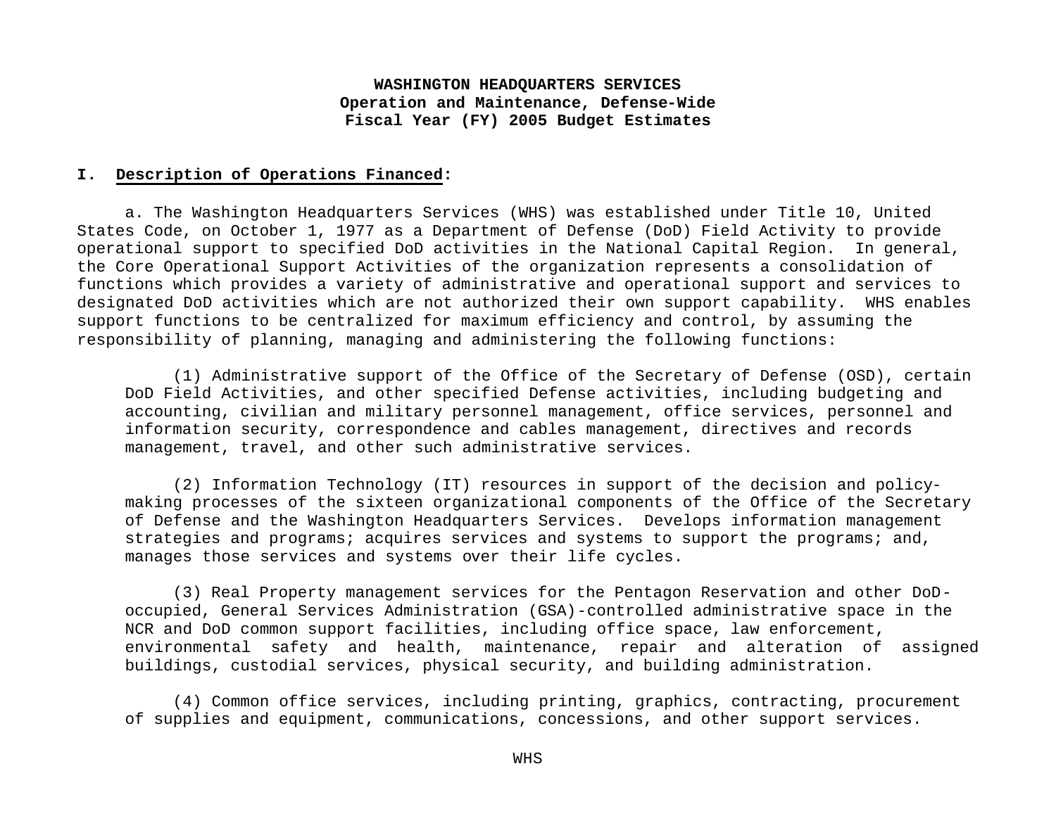**WASHINGTON HEADQUARTERS SERVICES**
**Operation and Maintenance, Defense-Wide**
**Fiscal Year (FY) 2005 Budget Estimates**

## I. Description of Operations Financed:

a. The Washington Headquarters Services (WHS) was established under Title 10, United States Code, on October 1, 1977 as a Department of Defense (DoD) Field Activity to provide operational support to specified DoD activities in the National Capital Region. In general, the Core Operational Support Activities of the organization represents a consolidation of functions which provides a variety of administrative and operational support and services to designated DoD activities which are not authorized their own support capability. WHS enables support functions to be centralized for maximum efficiency and control, by assuming the responsibility of planning, managing and administering the following functions:

(1) Administrative support of the Office of the Secretary of Defense (OSD), certain DoD Field Activities, and other specified Defense activities, including budgeting and accounting, civilian and military personnel management, office services, personnel and information security, correspondence and cables management, directives and records management, travel, and other such administrative services.

(2) Information Technology (IT) resources in support of the decision and policy-making processes of the sixteen organizational components of the Office of the Secretary of Defense and the Washington Headquarters Services. Develops information management strategies and programs; acquires services and systems to support the programs; and, manages those services and systems over their life cycles.

(3) Real Property management services for the Pentagon Reservation and other DoD-occupied, General Services Administration (GSA)-controlled administrative space in the NCR and DoD common support facilities, including office space, law enforcement, environmental safety and health, maintenance, repair and alteration of assigned buildings, custodial services, physical security, and building administration.

(4) Common office services, including printing, graphics, contracting, procurement of supplies and equipment, communications, concessions, and other support services.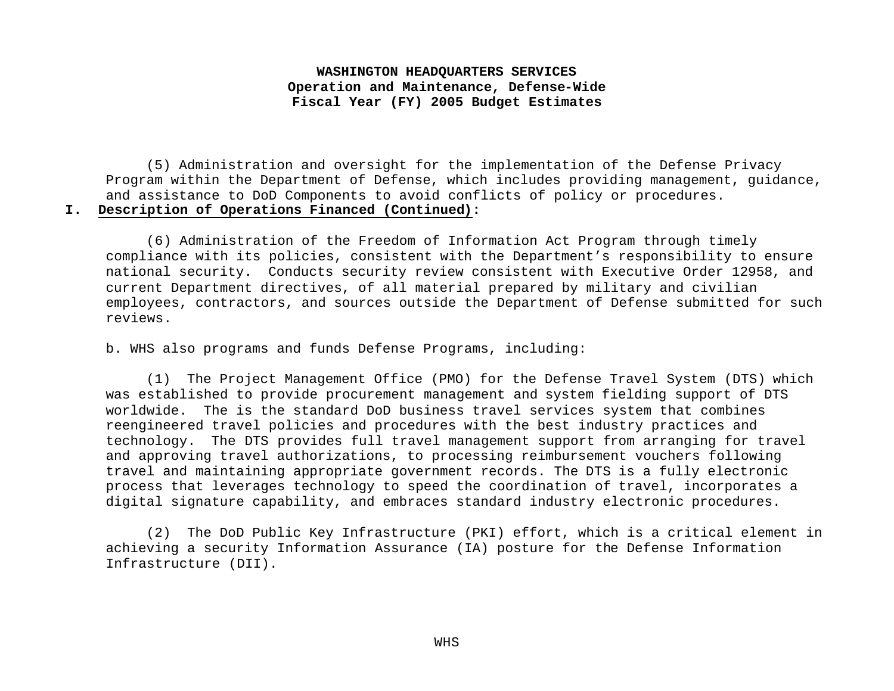(5) Administration and oversight for the implementation of the Defense Privacy Program within the Department of Defense, which includes providing management, guidance, and assistance to DoD Components to avoid conflicts of policy or procedures.

## I. Description of Operations Financed (Continued):

(6) Administration of the Freedom of Information Act Program through timely compliance with its policies, consistent with the Department's responsibility to ensure national security. Conducts security review consistent with Executive Order 12958, and current Department directives, of all material prepared by military and civilian employees, contractors, and sources outside the Department of Defense submitted for such reviews.

b. WHS also programs and funds Defense Programs, including:

(1) The Project Management Office (PMO) for the Defense Travel System (DTS) which was established to provide procurement management and system fielding support of DTS worldwide. The is the standard DoD business travel services system that combines reengineered travel policies and procedures with the best industry practices and technology. The DTS provides full travel management support from arranging for travel and approving travel authorizations, to processing reimbursement vouchers following travel and maintaining appropriate government records. The DTS is a fully electronic process that leverages technology to speed the coordination of travel, incorporates a digital signature capability, and embraces standard industry electronic procedures.

(2) The DoD Public Key Infrastructure (PKI) effort, which is a critical element in achieving a security Information Assurance (IA) posture for the Defense Information Infrastructure (DII).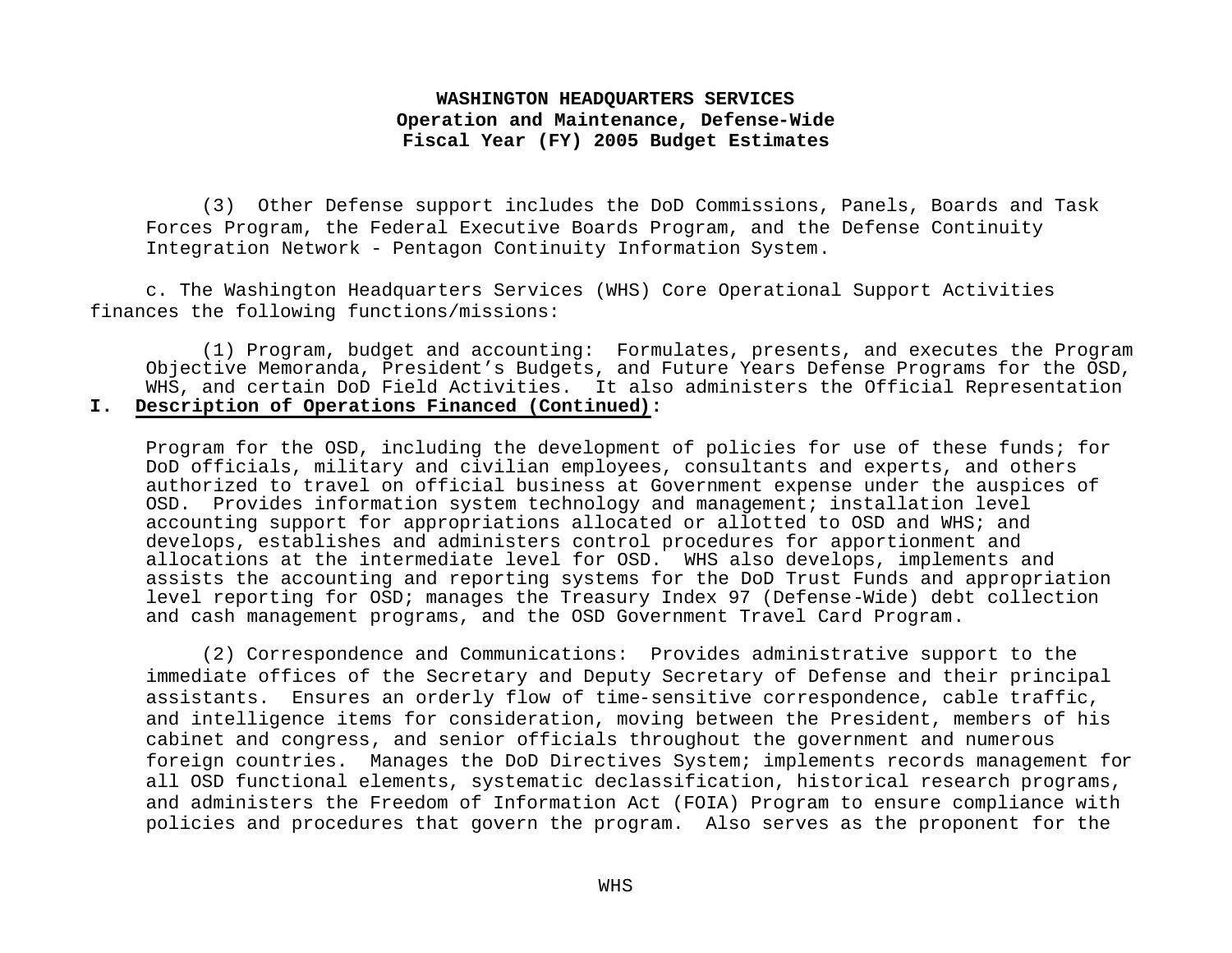(3) Other Defense support includes the DoD Commissions, Panels, Boards and Task Forces Program, the Federal Executive Boards Program, and the Defense Continuity Integration Network - Pentagon Continuity Information System.

c. The Washington Headquarters Services (WHS) Core Operational Support Activities finances the following functions/missions:

(1) Program, budget and accounting: Formulates, presents, and executes the Program Objective Memoranda, President's Budgets, and Future Years Defense Programs for the OSD, WHS, and certain DoD Field Activities. It also administers the Official Representation

## I. Description of Operations Financed (Continued):

Program for the OSD, including the development of policies for use of these funds; for DoD officials, military and civilian employees, consultants and experts, and others authorized to travel on official business at Government expense under the auspices of OSD. Provides information system technology and management; installation level accounting support for appropriations allocated or allotted to OSD and WHS; and develops, establishes and administers control procedures for apportionment and allocations at the intermediate level for OSD. WHS also develops, implements and assists the accounting and reporting systems for the DoD Trust Funds and appropriation level reporting for OSD; manages the Treasury Index 97 (Defense-Wide) debt collection and cash management programs, and the OSD Government Travel Card Program.

(2) Correspondence and Communications: Provides administrative support to the immediate offices of the Secretary and Deputy Secretary of Defense and their principal assistants. Ensures an orderly flow of time-sensitive correspondence, cable traffic, and intelligence items for consideration, moving between the President, members of his cabinet and congress, and senior officials throughout the government and numerous foreign countries. Manages the DoD Directives System; implements records management for all OSD functional elements, systematic declassification, historical research programs, and administers the Freedom of Information Act (FOIA) Program to ensure compliance with policies and procedures that govern the program. Also serves as the proponent for the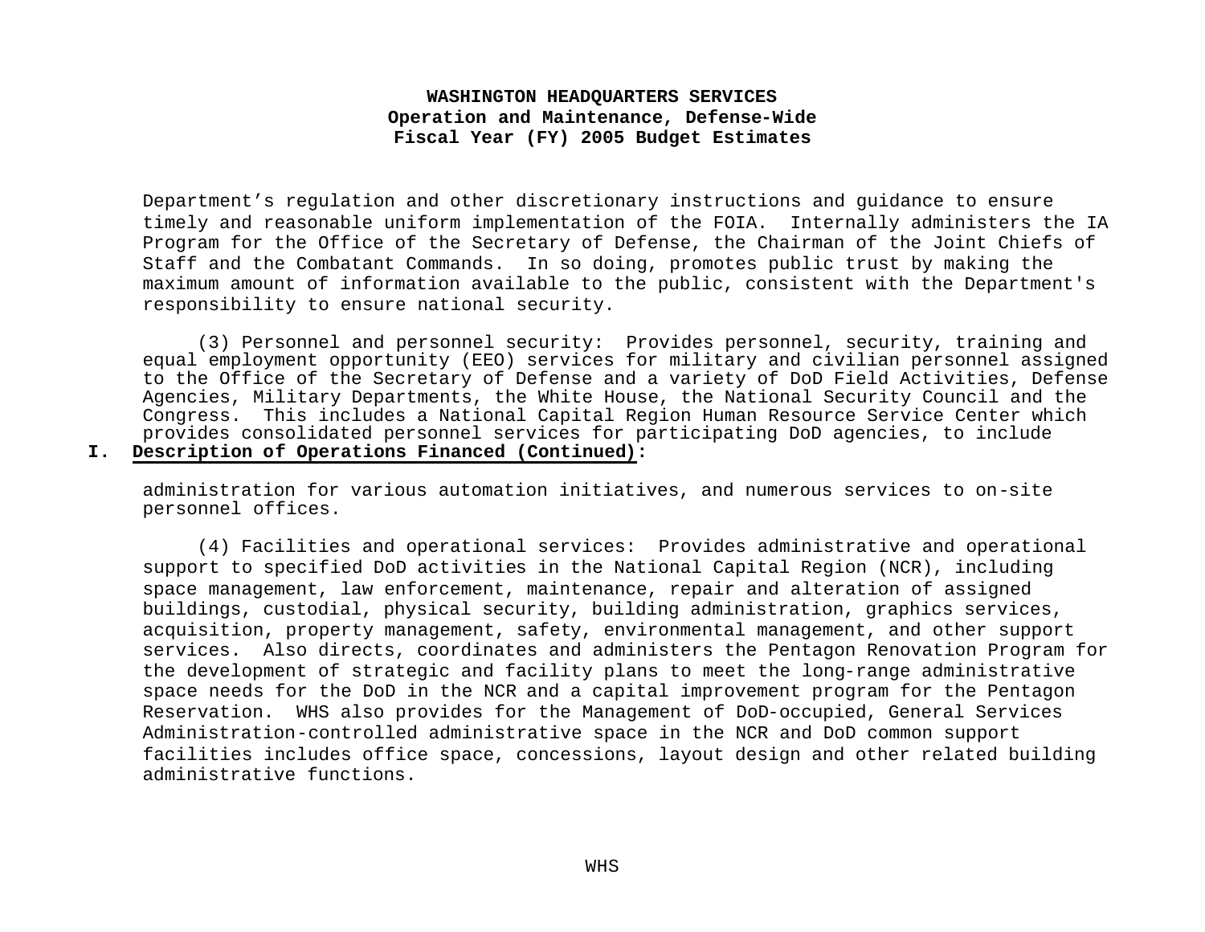Department's regulation and other discretionary instructions and guidance to ensure timely and reasonable uniform implementation of the FOIA. Internally administers the IA Program for the Office of the Secretary of Defense, the Chairman of the Joint Chiefs of Staff and the Combatant Commands. In so doing, promotes public trust by making the maximum amount of information available to the public, consistent with the Department's responsibility to ensure national security.

(3) Personnel and personnel security: Provides personnel, security, training and equal employment opportunity (EEO) services for military and civilian personnel assigned to the Office of the Secretary of Defense and a variety of DoD Field Activities, Defense Agencies, Military Departments, the White House, the National Security Council and the Congress. This includes a National Capital Region Human Resource Service Center which provides consolidated personnel services for participating DoD agencies, to include

## I. Description of Operations Financed (Continued):

administration for various automation initiatives, and numerous services to on-site personnel offices.

(4) Facilities and operational services: Provides administrative and operational support to specified DoD activities in the National Capital Region (NCR), including space management, law enforcement, maintenance, repair and alteration of assigned buildings, custodial, physical security, building administration, graphics services, acquisition, property management, safety, environmental management, and other support services. Also directs, coordinates and administers the Pentagon Renovation Program for the development of strategic and facility plans to meet the long-range administrative space needs for the DoD in the NCR and a capital improvement program for the Pentagon Reservation. WHS also provides for the Management of DoD-occupied, General Services Administration-controlled administrative space in the NCR and DoD common support facilities includes office space, concessions, layout design and other related building administrative functions.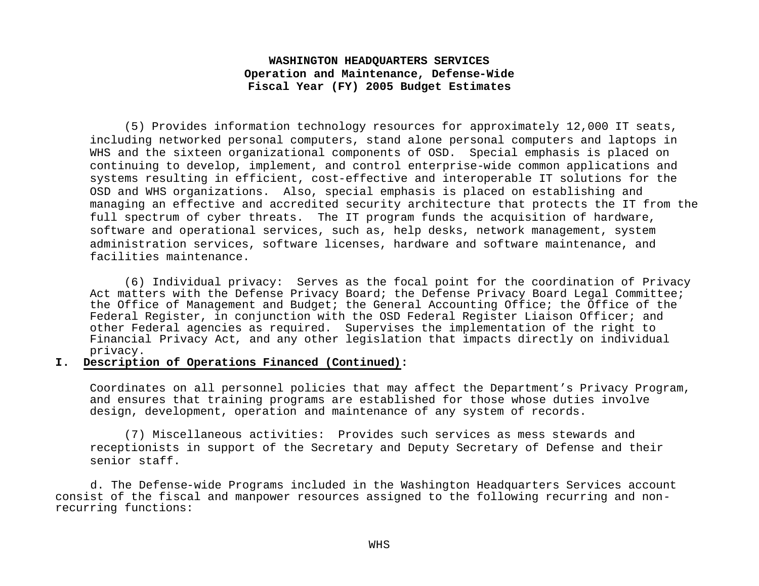(5) Provides information technology resources for approximately 12,000 IT seats, including networked personal computers, stand alone personal computers and laptops in WHS and the sixteen organizational components of OSD. Special emphasis is placed on continuing to develop, implement, and control enterprise-wide common applications and systems resulting in efficient, cost-effective and interoperable IT solutions for the OSD and WHS organizations. Also, special emphasis is placed on establishing and managing an effective and accredited security architecture that protects the IT from the full spectrum of cyber threats. The IT program funds the acquisition of hardware, software and operational services, such as, help desks, network management, system administration services, software licenses, hardware and software maintenance, and facilities maintenance.

(6) Individual privacy: Serves as the focal point for the coordination of Privacy Act matters with the Defense Privacy Board; the Defense Privacy Board Legal Committee; the Office of Management and Budget; the General Accounting Office; the Office of the Federal Register, in conjunction with the OSD Federal Register Liaison Officer; and other Federal agencies as required. Supervises the implementation of the right to Financial Privacy Act, and any other legislation that impacts directly on individual privacy.

**I. Description of Operations Financed (Continued):**

Coordinates on all personnel policies that may affect the Department's Privacy Program, and ensures that training programs are established for those whose duties involve design, development, operation and maintenance of any system of records.

(7) Miscellaneous activities: Provides such services as mess stewards and receptionists in support of the Secretary and Deputy Secretary of Defense and their senior staff.

d. The Defense-wide Programs included in the Washington Headquarters Services account consist of the fiscal and manpower resources assigned to the following recurring and non-recurring functions: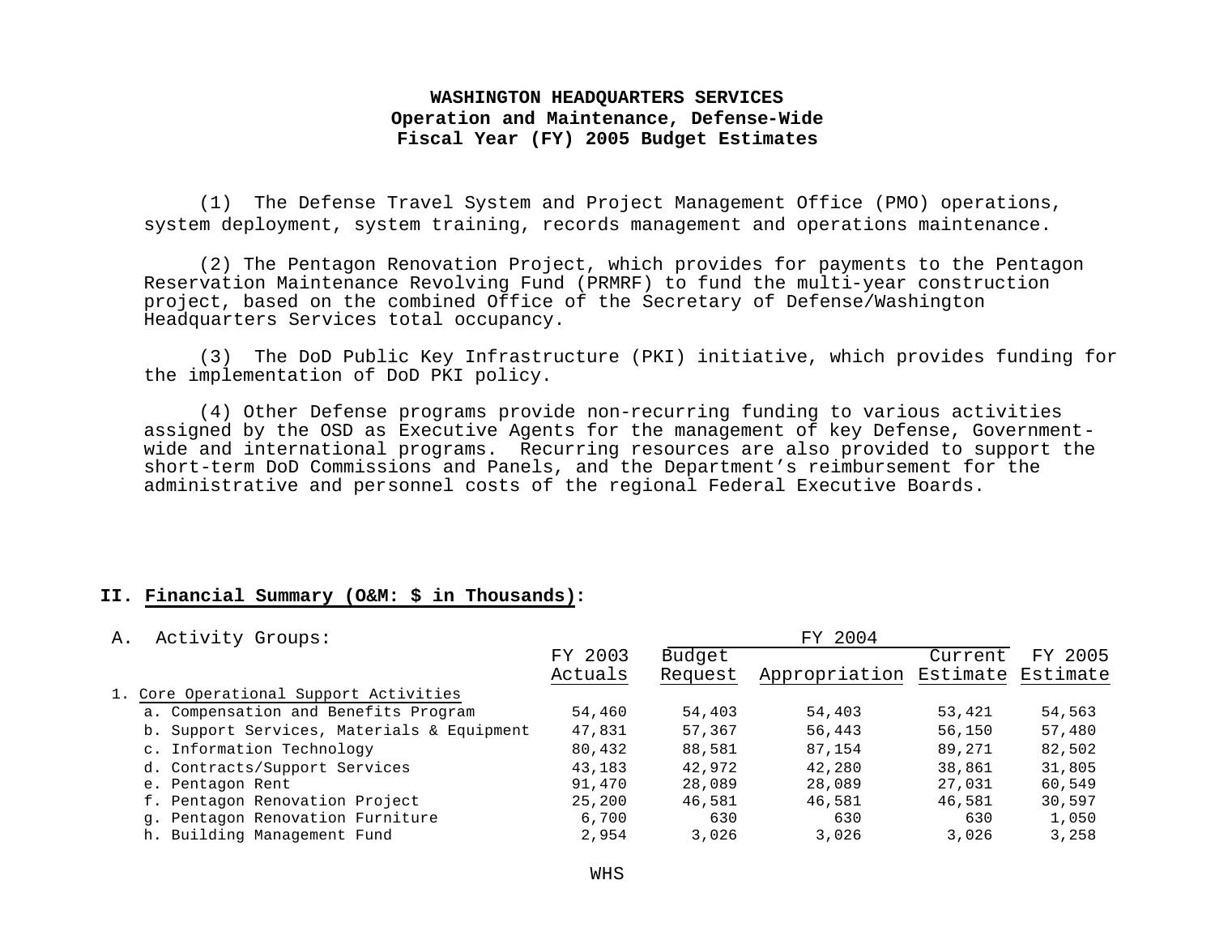**WASHINGTON HEADQUARTERS SERVICES**
**Operation and Maintenance, Defense-Wide**
**Fiscal Year (FY) 2005 Budget Estimates**

(1) The Defense Travel System and Project Management Office (PMO) operations, system deployment, system training, records management and operations maintenance.

(2) The Pentagon Renovation Project, which provides for payments to the Pentagon Reservation Maintenance Revolving Fund (PRMRF) to fund the multi-year construction project, based on the combined Office of the Secretary of Defense/Washington Headquarters Services total occupancy.

(3) The DoD Public Key Infrastructure (PKI) initiative, which provides funding for the implementation of DoD PKI policy.

(4) Other Defense programs provide non-recurring funding to various activities assigned by the OSD as Executive Agents for the management of key Defense, Government-wide and international programs. Recurring resources are also provided to support the short-term DoD Commissions and Panels, and the Department's reimbursement for the administrative and personnel costs of the regional Federal Executive Boards.

## II. Financial Summary (O&M: $ in Thousands):

A. Activity Groups:

| | | FY 2004 | | | |
|---|---|---|---|---|---|
| | FY 2003 Actuals | Budget Request | Appropriation | Current Estimate | FY 2005 Estimate |
| 1. Core Operational Support Activities | | | | | |
| a. Compensation and Benefits Program | 54,460 | 54,403 | 54,403 | 53,421 | 54,563 |
| b. Support Services, Materials & Equipment | 47,831 | 57,367 | 56,443 | 56,150 | 57,480 |
| c. Information Technology | 80,432 | 88,581 | 87,154 | 89,271 | 82,502 |
| d. Contracts/Support Services | 43,183 | 42,972 | 42,280 | 38,861 | 31,805 |
| e. Pentagon Rent | 91,470 | 28,089 | 28,089 | 27,031 | 60,549 |
| f. Pentagon Renovation Project | 25,200 | 46,581 | 46,581 | 46,581 | 30,597 |
| g. Pentagon Renovation Furniture | 6,700 | 630 | 630 | 630 | 1,050 |
| h. Building Management Fund | 2,954 | 3,026 | 3,026 | 3,026 | 3,258 |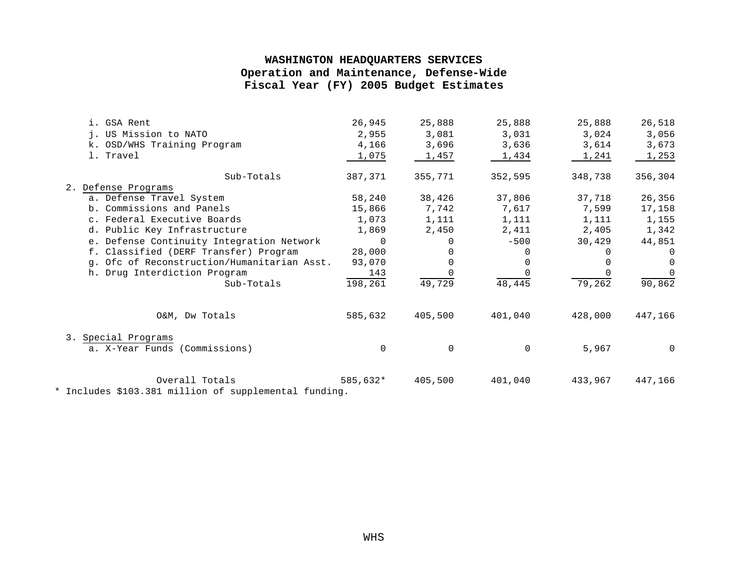# WASHINGTON HEADQUARTERS SERVICES
## Operation and Maintenance, Defense-Wide
## Fiscal Year (FY) 2005 Budget Estimates

| | | | | | |
|---|---|---|---|---|---|
| i. GSA Rent | 26,945 | 25,888 | 25,888 | 25,888 | 26,518 |
| j. US Mission to NATO | 2,955 | 3,081 | 3,031 | 3,024 | 3,056 |
| k. OSD/WHS Training Program | 4,166 | 3,696 | 3,636 | 3,614 | 3,673 |
| l. Travel | 1,075 | 1,457 | 1,434 | 1,241 | 1,253 |
| Sub-Totals | 387,371 | 355,771 | 352,595 | 348,738 | 356,304 |
| 2. Defense Programs | | | | | |
| a. Defense Travel System | 58,240 | 38,426 | 37,806 | 37,718 | 26,356 |
| b. Commissions and Panels | 15,866 | 7,742 | 7,617 | 7,599 | 17,158 |
| c. Federal Executive Boards | 1,073 | 1,111 | 1,111 | 1,111 | 1,155 |
| d. Public Key Infrastructure | 1,869 | 2,450 | 2,411 | 2,405 | 1,342 |
| e. Defense Continuity Integration Network | 0 | 0 | -500 | 30,429 | 44,851 |
| f. Classified (DERF Transfer) Program | 28,000 | 0 | 0 | 0 | 0 |
| g. Ofc of Reconstruction/Humanitarian Asst. | 93,070 | 0 | 0 | 0 | 0 |
| h. Drug Interdiction Program | 143 | 0 | 0 | 0 | 0 |
| Sub-Totals | 198,261 | 49,729 | 48,445 | 79,262 | 90,862 |
| O&M, Dw Totals | 585,632 | 405,500 | 401,040 | 428,000 | 447,166 |
| 3. Special Programs | | | | | |
| a. X-Year Funds (Commissions) | 0 | 0 | 0 | 5,967 | 0 |
| Overall Totals | 585,632* | 405,500 | 401,040 | 433,967 | 447,166 |

* Includes $103.381 million of supplemental funding.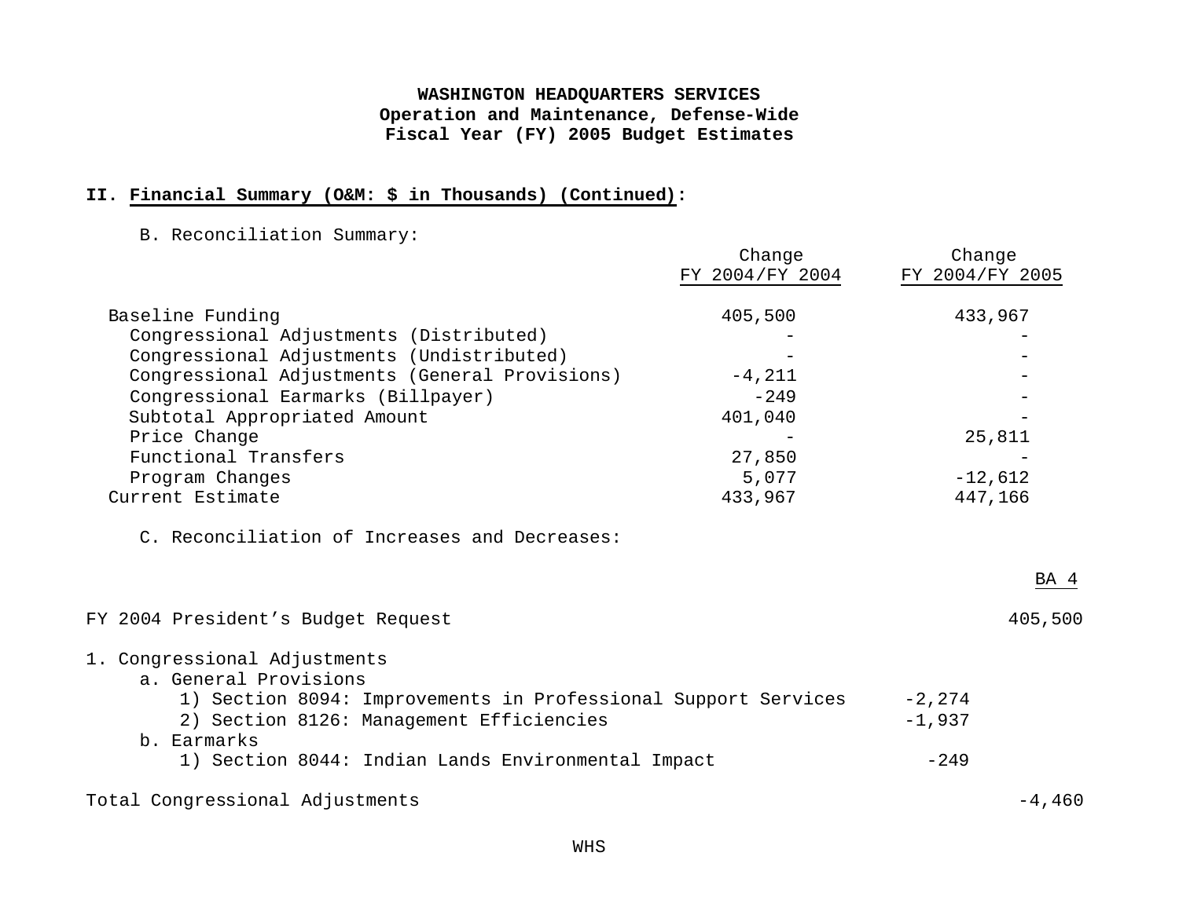**WASHINGTON HEADQUARTERS SERVICES**
**Operation and Maintenance, Defense-Wide**
**Fiscal Year (FY) 2005 Budget Estimates**

## II. Financial Summary (O&M: $ in Thousands) (Continued):

B. Reconciliation Summary:

| | Change FY 2004/FY 2004 | Change FY 2004/FY 2005 |
|---|---|---|
| Baseline Funding | 405,500 | 433,967 |
| Congressional Adjustments (Distributed) | - | - |
| Congressional Adjustments (Undistributed) | - | - |
| Congressional Adjustments (General Provisions) | -4,211 | - |
| Congressional Earmarks (Billpayer) | -249 | - |
| Subtotal Appropriated Amount | 401,040 | - |
| Price Change | - | 25,811 |
| Functional Transfers | 27,850 | - |
| Program Changes | 5,077 | -12,612 |
| Current Estimate | 433,967 | 447,166 |

C. Reconciliation of Increases and Decreases:

| | | BA 4 |
|---|---|---|
| FY 2004 President's Budget Request | | 405,500 |
| 1. Congressional Adjustments | | |
| a. General Provisions | | |
| 1) Section 8094: Improvements in Professional Support Services | -2,274 | |
| 2) Section 8126: Management Efficiencies | -1,937 | |
| b. Earmarks | | |
| 1) Section 8044: Indian Lands Environmental Impact | -249 | |
| Total Congressional Adjustments | | -4,460 |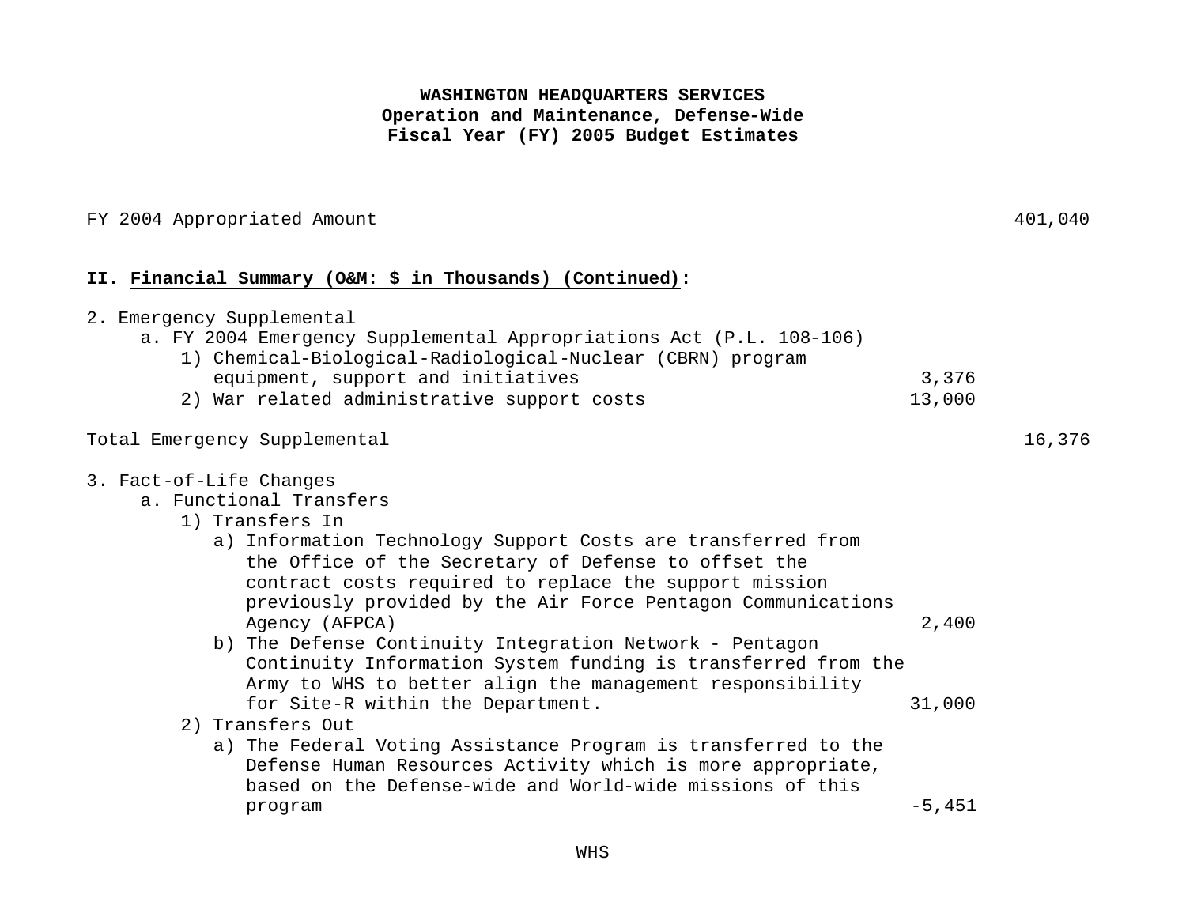**WASHINGTON HEADQUARTERS SERVICES**
**Operation and Maintenance, Defense-Wide**
**Fiscal Year (FY) 2005 Budget Estimates**

| | | |
|---|---|---|
| FY 2004 Appropriated Amount | | 401,040 |

**II. Financial Summary (O&M: $ in Thousands) (Continued):**

| | | |
|---|---|---|
| 2. Emergency Supplemental | | |
| a. FY 2004 Emergency Supplemental Appropriations Act (P.L. 108-106) | | |
| 1) Chemical-Biological-Radiological-Nuclear (CBRN) program equipment, support and initiatives | 3,376 | |
| 2) War related administrative support costs | 13,000 | |
| Total Emergency Supplemental | | 16,376 |
| 3. Fact-of-Life Changes | | |
| a. Functional Transfers | | |
| 1) Transfers In | | |
| a) Information Technology Support Costs are transferred from the Office of the Secretary of Defense to offset the contract costs required to replace the support mission previously provided by the Air Force Pentagon Communications Agency (AFPCA) | 2,400 | |
| b) The Defense Continuity Integration Network - Pentagon Continuity Information System funding is transferred from the Army to WHS to better align the management responsibility for Site-R within the Department. | 31,000 | |
| 2) Transfers Out | | |
| a) The Federal Voting Assistance Program is transferred to the Defense Human Resources Activity which is more appropriate, based on the Defense-wide and World-wide missions of this program | -5,451 | |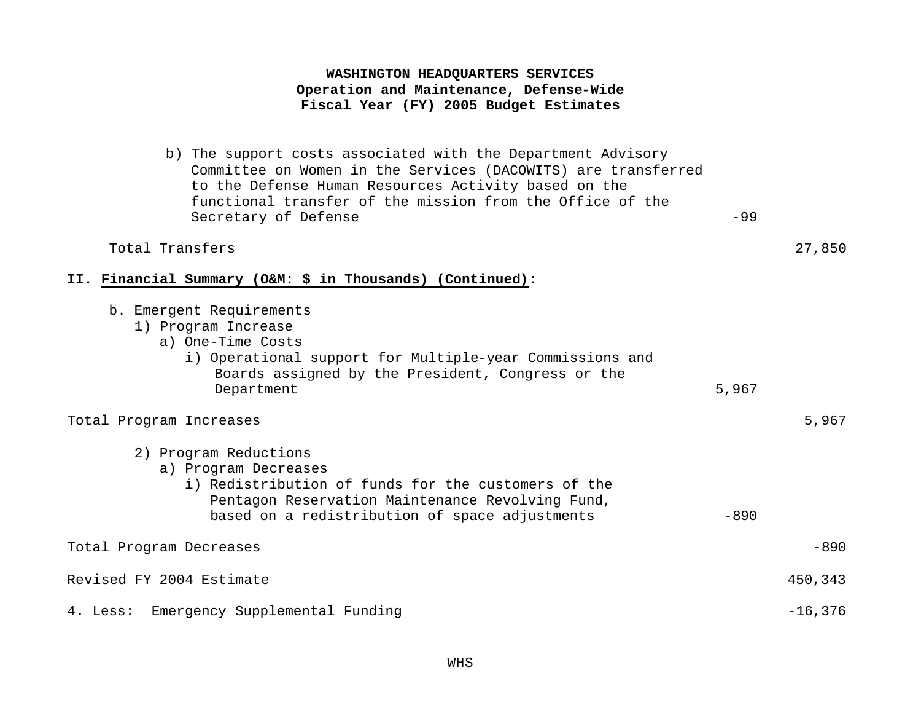**WASHINGTON HEADQUARTERS SERVICES**
**Operation and Maintenance, Defense-Wide**
**Fiscal Year (FY) 2005 Budget Estimates**

| | | |
|---|---|---|
| b) The support costs associated with the Department Advisory Committee on Women in the Services (DACOWITS) are transferred to the Defense Human Resources Activity based on the functional transfer of the mission from the Office of the Secretary of Defense | -99 | |
| Total Transfers | | 27,850 |

**II. Financial Summary (O&M: $ in Thousands) (Continued):**

| | | |
|---|---|---|
| b. Emergent Requirements | | |
| 1) Program Increase | | |
| a) One-Time Costs | | |
| i) Operational support for Multiple-year Commissions and Boards assigned by the President, Congress or the Department | 5,967 | |
| Total Program Increases | | 5,967 |
| 2) Program Reductions | | |
| a) Program Decreases | | |
| i) Redistribution of funds for the customers of the Pentagon Reservation Maintenance Revolving Fund, based on a redistribution of space adjustments | -890 | |
| Total Program Decreases | | -890 |
| Revised FY 2004 Estimate | | 450,343 |
| 4. Less: Emergency Supplemental Funding | | -16,376 |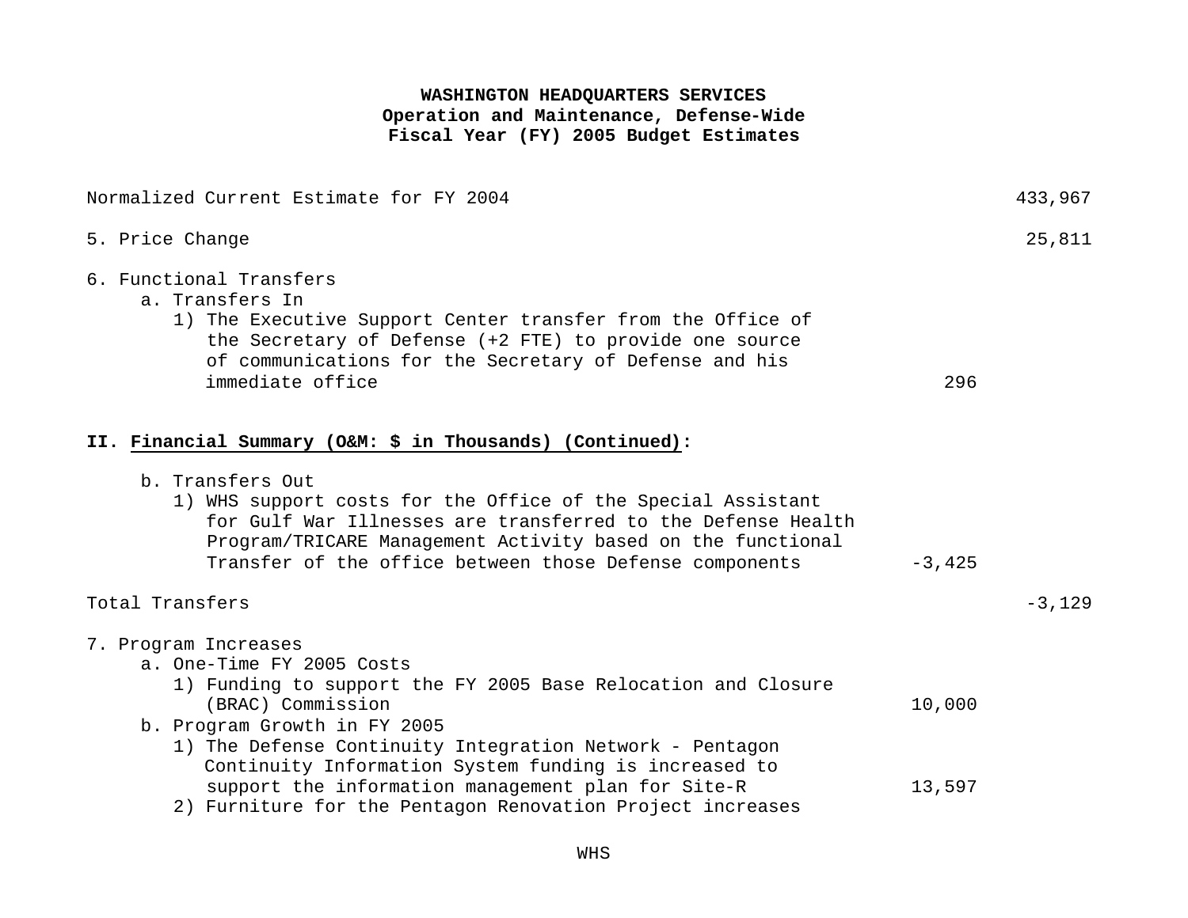**WASHINGTON HEADQUARTERS SERVICES**
**Operation and Maintenance, Defense-Wide**
**Fiscal Year (FY) 2005 Budget Estimates**

| | | |
|---|---|---|
| Normalized Current Estimate for FY 2004 | | 433,967 |
| 5. Price Change | | 25,811 |
| 6. Functional Transfers | | |
| a. Transfers In | | |
| 1) The Executive Support Center transfer from the Office of the Secretary of Defense (+2 FTE) to provide one source of communications for the Secretary of Defense and his immediate office | 296 | |

**II. Financial Summary (O&M: $ in Thousands) (Continued):**

| | | |
|---|---|---|
| b. Transfers Out | | |
| 1) WHS support costs for the Office of the Special Assistant for Gulf War Illnesses are transferred to the Defense Health Program/TRICARE Management Activity based on the functional Transfer of the office between those Defense components | -3,425 | |
| Total Transfers | | -3,129 |
| 7. Program Increases | | |
| a. One-Time FY 2005 Costs | | |
| 1) Funding to support the FY 2005 Base Relocation and Closure (BRAC) Commission | 10,000 | |
| b. Program Growth in FY 2005 | | |
| 1) The Defense Continuity Integration Network - Pentagon Continuity Information System funding is increased to support the information management plan for Site-R | 13,597 | |
| 2) Furniture for the Pentagon Renovation Project increases | | |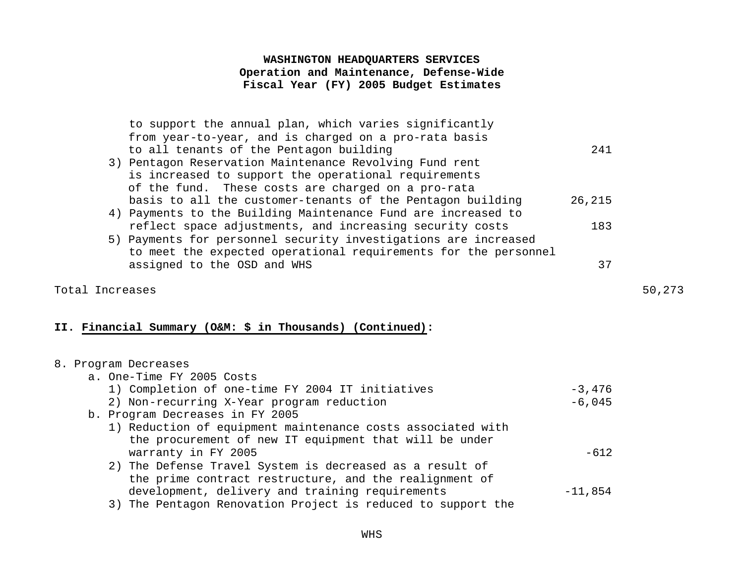to support the annual plan, which varies significantly from year-to-year, and is charged on a pro-rata basis to all tenants of the Pentagon building | 241

3) Pentagon Reservation Maintenance Revolving Fund rent is increased to support the operational requirements of the fund. These costs are charged on a pro-rata basis to all the customer-tenants of the Pentagon building | 26,215

4) Payments to the Building Maintenance Fund are increased to reflect space adjustments, and increasing security costs | 183

5) Payments for personnel security investigations are increased to meet the expected operational requirements for the personnel assigned to the OSD and WHS | 37

Total Increases | | 50,273

## II. Financial Summary (O&M: $ in Thousands) (Continued):

8. Program Decreases
   a. One-Time FY 2005 Costs
      1) Completion of one-time FY 2004 IT initiatives | -3,476
      2) Non-recurring X-Year program reduction | -6,045
   b. Program Decreases in FY 2005
      1) Reduction of equipment maintenance costs associated with the procurement of new IT equipment that will be under warranty in FY 2005 | -612
      2) The Defense Travel System is decreased as a result of the prime contract restructure, and the realignment of development, delivery and training requirements | -11,854
      3) The Pentagon Renovation Project is reduced to support the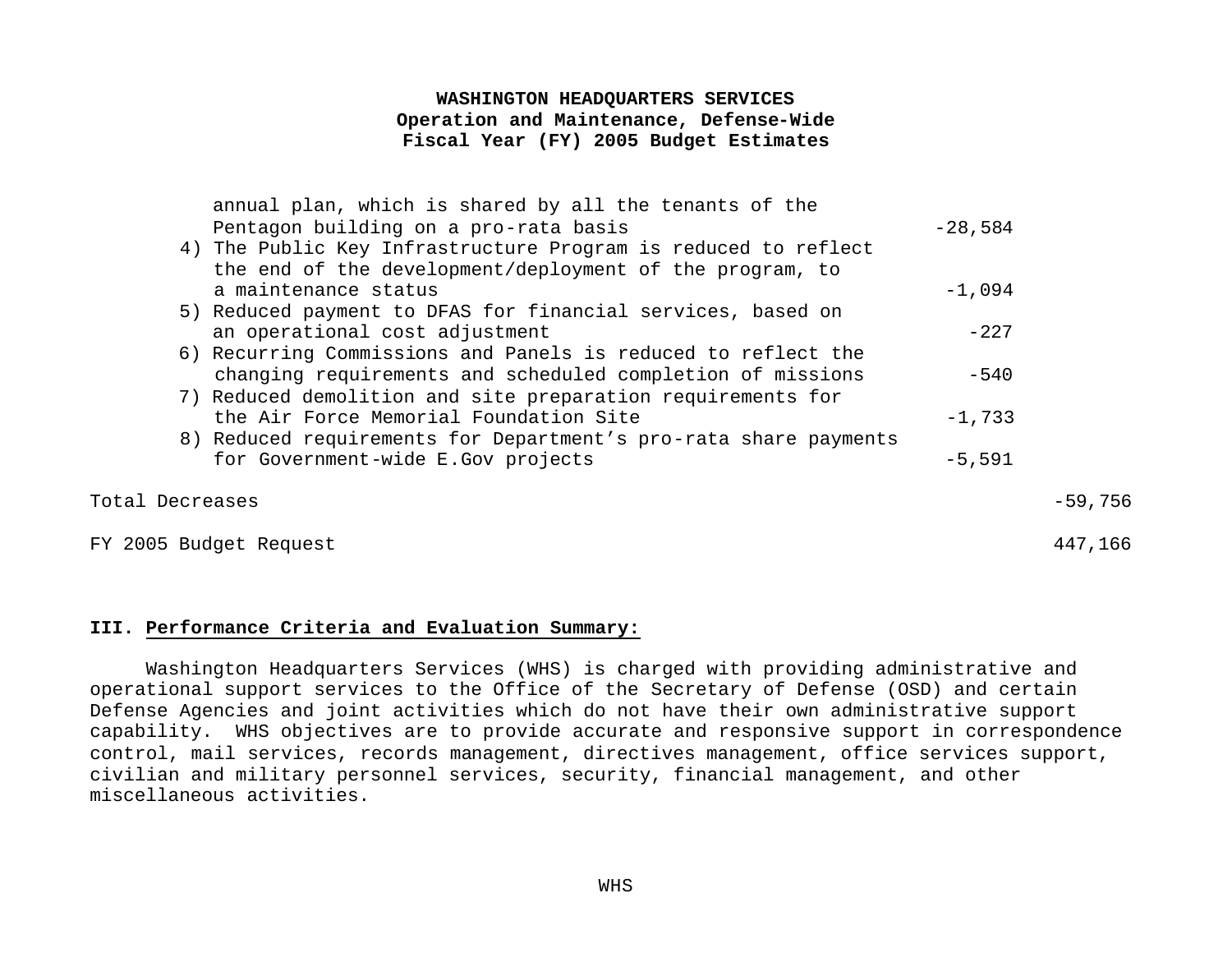| | | |
|---|---|---|
| annual plan, which is shared by all the tenants of the Pentagon building on a pro-rata basis | -28,584 | |
| 4) The Public Key Infrastructure Program is reduced to reflect the end of the development/deployment of the program, to a maintenance status | -1,094 | |
| 5) Reduced payment to DFAS for financial services, based on an operational cost adjustment | -227 | |
| 6) Recurring Commissions and Panels is reduced to reflect the changing requirements and scheduled completion of missions | -540 | |
| 7) Reduced demolition and site preparation requirements for the Air Force Memorial Foundation Site | -1,733 | |
| 8) Reduced requirements for Department's pro-rata share payments for Government-wide E.Gov projects | -5,591 | |
| Total Decreases | | -59,756 |
| FY 2005 Budget Request | | 447,166 |

**III. Performance Criteria and Evaluation Summary:**

Washington Headquarters Services (WHS) is charged with providing administrative and operational support services to the Office of the Secretary of Defense (OSD) and certain Defense Agencies and joint activities which do not have their own administrative support capability. WHS objectives are to provide accurate and responsive support in correspondence control, mail services, records management, directives management, office services support, civilian and military personnel services, security, financial management, and other miscellaneous activities.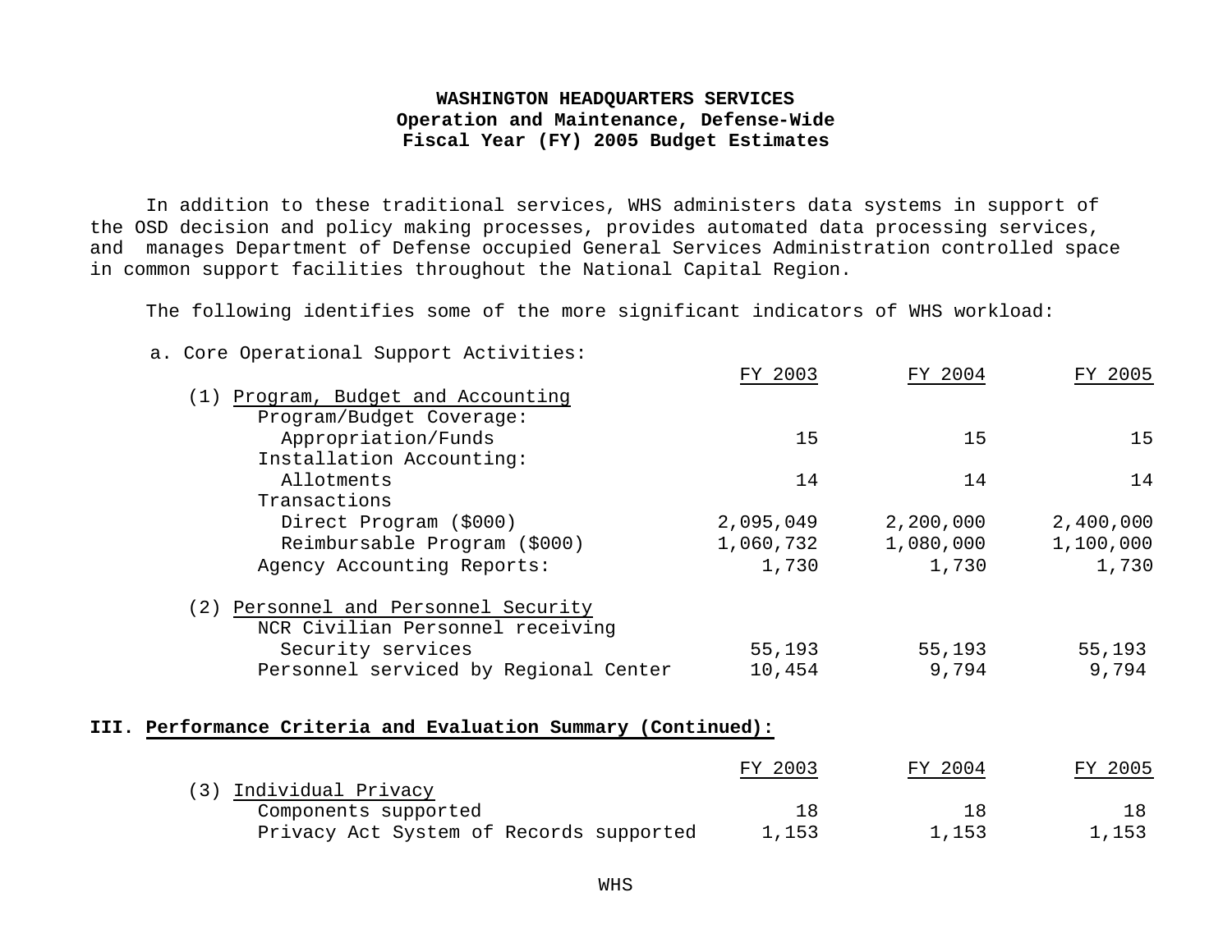**WASHINGTON HEADQUARTERS SERVICES**
**Operation and Maintenance, Defense-Wide**
**Fiscal Year (FY) 2005 Budget Estimates**

In addition to these traditional services, WHS administers data systems in support of the OSD decision and policy making processes, provides automated data processing services, and manages Department of Defense occupied General Services Administration controlled space in common support facilities throughout the National Capital Region.

The following identifies some of the more significant indicators of WHS workload:

a. Core Operational Support Activities:

| | FY 2003 | FY 2004 | FY 2005 |
|---|---|---|---|
| (1) Program, Budget and Accounting | | | |
| Program/Budget Coverage: | | | |
| Appropriation/Funds | 15 | 15 | 15 |
| Installation Accounting: | | | |
| Allotments | 14 | 14 | 14 |
| Transactions | | | |
| Direct Program ($000) | 2,095,049 | 2,200,000 | 2,400,000 |
| Reimbursable Program ($000) | 1,060,732 | 1,080,000 | 1,100,000 |
| Agency Accounting Reports: | 1,730 | 1,730 | 1,730 |
| (2) Personnel and Personnel Security | | | |
| NCR Civilian Personnel receiving Security services | 55,193 | 55,193 | 55,193 |
| Personnel serviced by Regional Center | 10,454 | 9,794 | 9,794 |

## III. Performance Criteria and Evaluation Summary (Continued):

| | FY 2003 | FY 2004 | FY 2005 |
|---|---|---|---|
| (3) Individual Privacy | | | |
| Components supported | 18 | 18 | 18 |
| Privacy Act System of Records supported | 1,153 | 1,153 | 1,153 |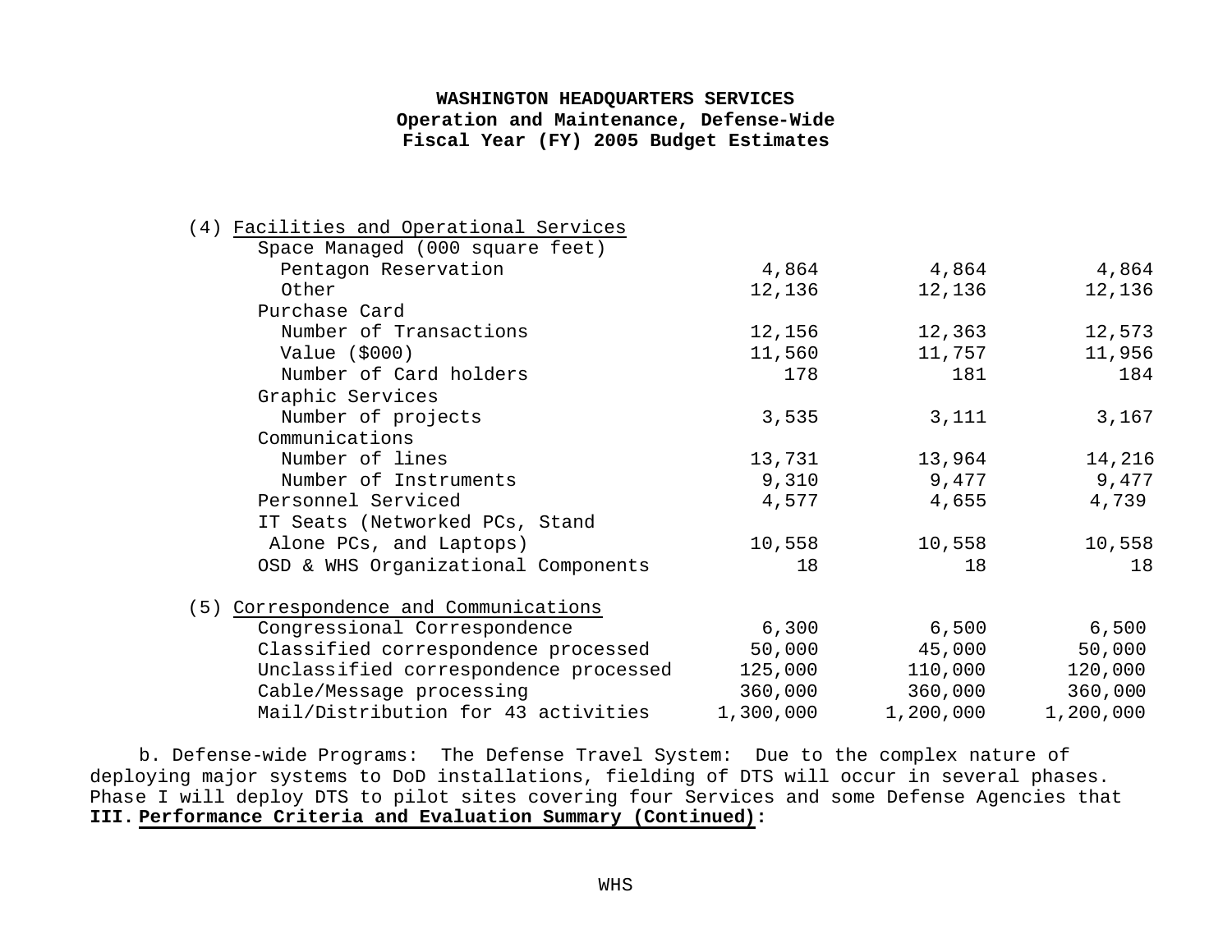**WASHINGTON HEADQUARTERS SERVICES**
**Operation and Maintenance, Defense-Wide**
**Fiscal Year (FY) 2005 Budget Estimates**

| | | | |
|---|---|---|---|
| (4) Facilities and Operational Services | | | |
| Space Managed (000 square feet) | | | |
| Pentagon Reservation | 4,864 | 4,864 | 4,864 |
| Other | 12,136 | 12,136 | 12,136 |
| Purchase Card | | | |
| Number of Transactions | 12,156 | 12,363 | 12,573 |
| Value ($000) | 11,560 | 11,757 | 11,956 |
| Number of Card holders | 178 | 181 | 184 |
| Graphic Services | | | |
| Number of projects | 3,535 | 3,111 | 3,167 |
| Communications | | | |
| Number of lines | 13,731 | 13,964 | 14,216 |
| Number of Instruments | 9,310 | 9,477 | 9,477 |
| Personnel Serviced | 4,577 | 4,655 | 4,739 |
| IT Seats (Networked PCs, Stand Alone PCs, and Laptops) | 10,558 | 10,558 | 10,558 |
| OSD & WHS Organizational Components | 18 | 18 | 18 |
| (5) Correspondence and Communications | | | |
| Congressional Correspondence | 6,300 | 6,500 | 6,500 |
| Classified correspondence processed | 50,000 | 45,000 | 50,000 |
| Unclassified correspondence processed | 125,000 | 110,000 | 120,000 |
| Cable/Message processing | 360,000 | 360,000 | 360,000 |
| Mail/Distribution for 43 activities | 1,300,000 | 1,200,000 | 1,200,000 |

b. Defense-wide Programs: The Defense Travel System: Due to the complex nature of deploying major systems to DoD installations, fielding of DTS will occur in several phases. Phase I will deploy DTS to pilot sites covering four Services and some Defense Agencies that

**III. Performance Criteria and Evaluation Summary (Continued):**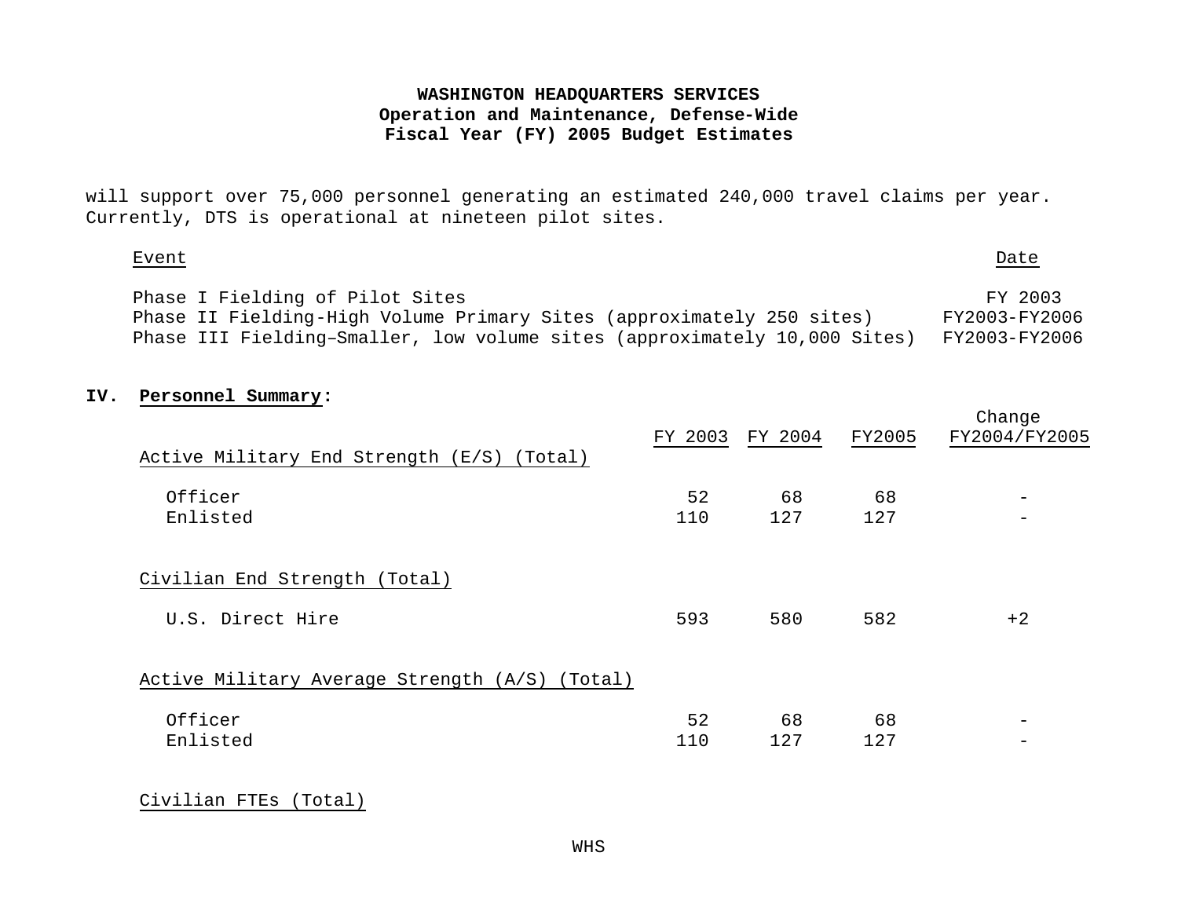will support over 75,000 personnel generating an estimated 240,000 travel claims per year. Currently, DTS is operational at nineteen pilot sites.

| Event | Date |
|---|---|
| Phase I Fielding of Pilot Sites | FY 2003 |
| Phase II Fielding-High Volume Primary Sites (approximately 250 sites) | FY2003-FY2006 |
| Phase III Fielding–Smaller, low volume sites (approximately 10,000 Sites) | FY2003-FY2006 |

## IV. Personnel Summary:

| | FY 2003 | FY 2004 | FY2005 | Change FY2004/FY2005 |
|---|---|---|---|---|
| Active Military End Strength (E/S) (Total) | | | | |
| Officer | 52 | 68 | 68 | - |
| Enlisted | 110 | 127 | 127 | - |
| Civilian End Strength (Total) | | | | |
| U.S. Direct Hire | 593 | 580 | 582 | +2 |
| Active Military Average Strength (A/S) (Total) | | | | |
| Officer | 52 | 68 | 68 | - |
| Enlisted | 110 | 127 | 127 | - |
| Civilian FTEs (Total) | | | | |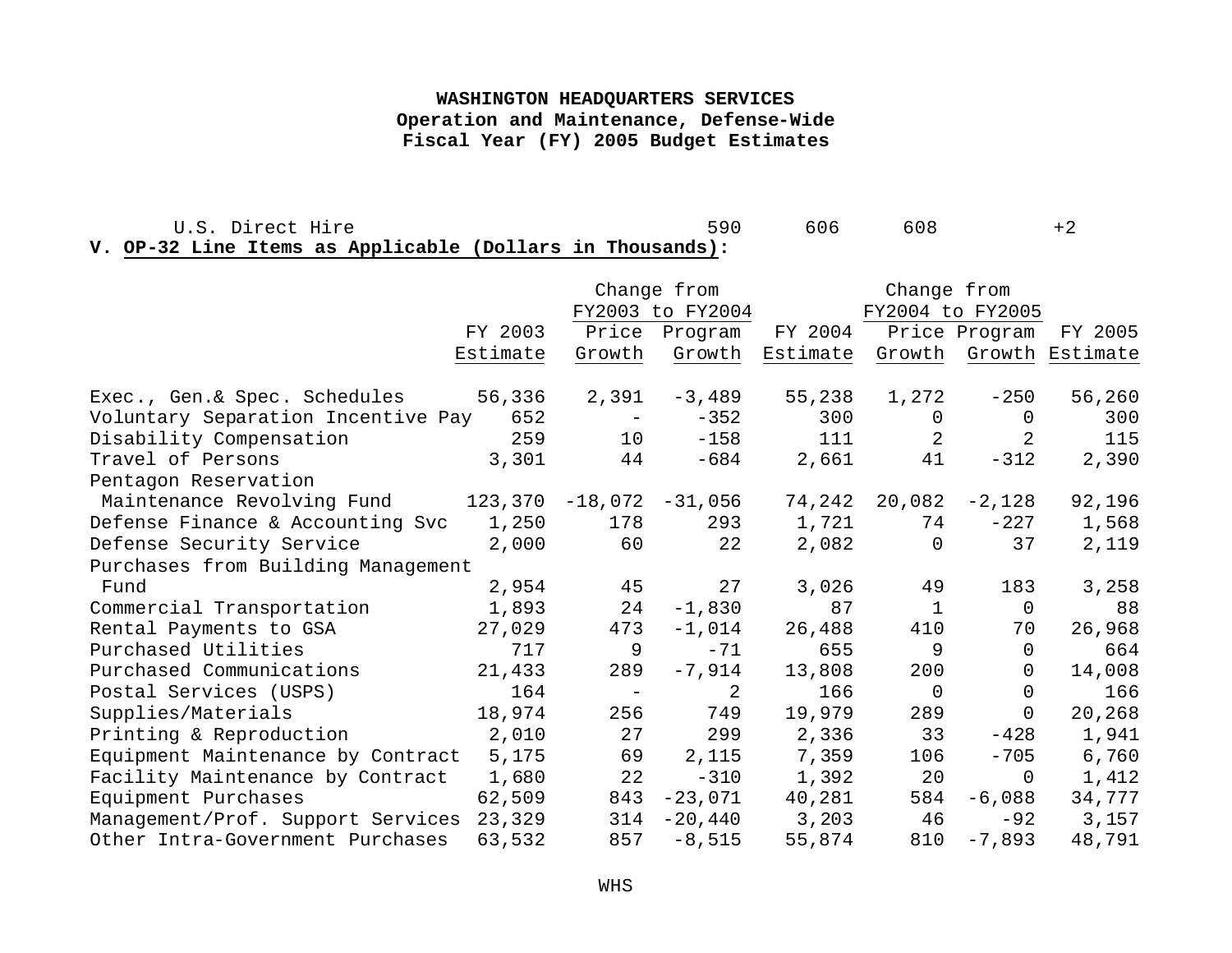**WASHINGTON HEADQUARTERS SERVICES**
**Operation and Maintenance, Defense-Wide**
**Fiscal Year (FY) 2005 Budget Estimates**

| | | | | |
|---|---|---|---|---|
| U.S. Direct Hire | 590 | 606 | 608 | +2 |

**V. OP-32 Line Items as Applicable (Dollars in Thousands):**

| | FY 2003 Estimate | Change from FY2003 to FY2004 Price Growth | Change from FY2003 to FY2004 Program Growth | FY 2004 Estimate | Change from FY2004 to FY2005 Price Growth | Change from FY2004 to FY2005 Program Growth | FY 2005 Estimate |
|---|---|---|---|---|---|---|---|
| Exec., Gen.& Spec. Schedules | 56,336 | 2,391 | -3,489 | 55,238 | 1,272 | -250 | 56,260 |
| Voluntary Separation Incentive Pay | 652 | - | -352 | 300 | 0 | 0 | 300 |
| Disability Compensation | 259 | 10 | -158 | 111 | 2 | 2 | 115 |
| Travel of Persons | 3,301 | 44 | -684 | 2,661 | 41 | -312 | 2,390 |
| Pentagon Reservation Maintenance Revolving Fund | 123,370 | -18,072 | -31,056 | 74,242 | 20,082 | -2,128 | 92,196 |
| Defense Finance & Accounting Svc | 1,250 | 178 | 293 | 1,721 | 74 | -227 | 1,568 |
| Defense Security Service | 2,000 | 60 | 22 | 2,082 | 0 | 37 | 2,119 |
| Purchases from Building Management Fund | 2,954 | 45 | 27 | 3,026 | 49 | 183 | 3,258 |
| Commercial Transportation | 1,893 | 24 | -1,830 | 87 | 1 | 0 | 88 |
| Rental Payments to GSA | 27,029 | 473 | -1,014 | 26,488 | 410 | 70 | 26,968 |
| Purchased Utilities | 717 | 9 | -71 | 655 | 9 | 0 | 664 |
| Purchased Communications | 21,433 | 289 | -7,914 | 13,808 | 200 | 0 | 14,008 |
| Postal Services (USPS) | 164 | - | 2 | 166 | 0 | 0 | 166 |
| Supplies/Materials | 18,974 | 256 | 749 | 19,979 | 289 | 0 | 20,268 |
| Printing & Reproduction | 2,010 | 27 | 299 | 2,336 | 33 | -428 | 1,941 |
| Equipment Maintenance by Contract | 5,175 | 69 | 2,115 | 7,359 | 106 | -705 | 6,760 |
| Facility Maintenance by Contract | 1,680 | 22 | -310 | 1,392 | 20 | 0 | 1,412 |
| Equipment Purchases | 62,509 | 843 | -23,071 | 40,281 | 584 | -6,088 | 34,777 |
| Management/Prof. Support Services | 23,329 | 314 | -20,440 | 3,203 | 46 | -92 | 3,157 |
| Other Intra-Government Purchases | 63,532 | 857 | -8,515 | 55,874 | 810 | -7,893 | 48,791 |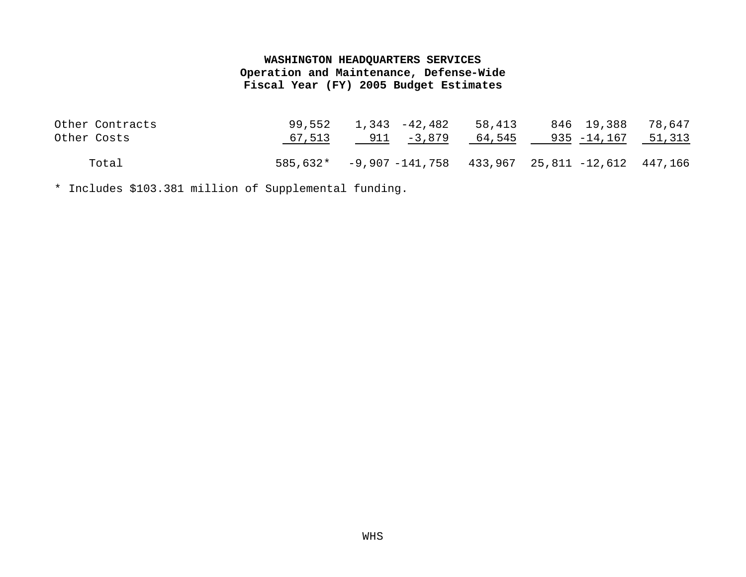**WASHINGTON HEADQUARTERS SERVICES**
**Operation and Maintenance, Defense-Wide**
**Fiscal Year (FY) 2005 Budget Estimates**

| | | | | | | | |
|---|---|---|---|---|---|---|---|
| Other Contracts | 99,552 | 1,343 | -42,482 | 58,413 | 846 | 19,388 | 78,647 |
| Other Costs | 67,513 | 911 | -3,879 | 64,545 | 935 | -14,167 | 51,313 |
| Total | 585,632* | -9,907 | -141,758 | 433,967 | 25,811 | -12,612 | 447,166 |

* Includes $103.381 million of Supplemental funding.